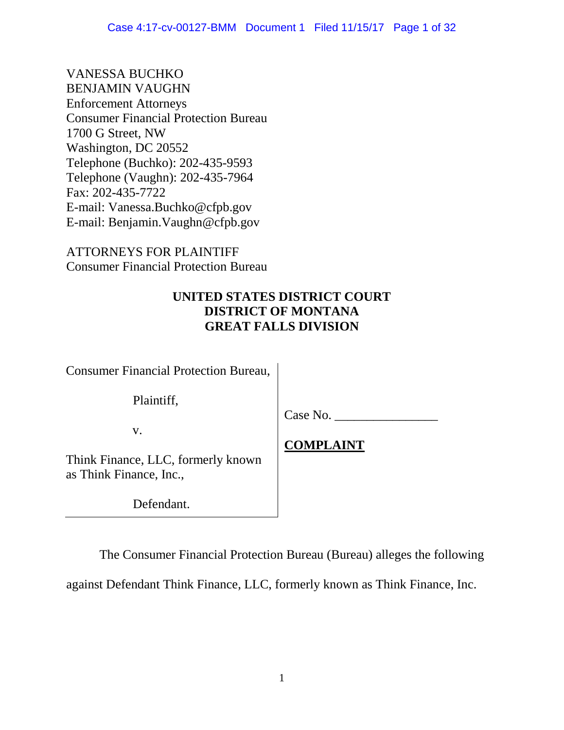VANESSA BUCHKO
BENJAMIN VAUGHN
Enforcement Attorneys
Consumer Financial Protection Bureau
1700 G Street, NW
Washington, DC 20552
Telephone (Buchko): 202-435-9593
Telephone (Vaughn): 202-435-7964
Fax: 202-435-7722
E-mail: Vanessa.Buchko@cfpb.gov
E-mail: Benjamin.Vaughn@cfpb.gov

ATTORNEYS FOR PLAINTIFF
Consumer Financial Protection Bureau

**UNITED STATES DISTRICT COURT**
**DISTRICT OF MONTANA**
**GREAT FALLS DIVISION**

| | |
|---|---|
| Consumer Financial Protection Bureau,<br><br>Plaintiff,<br><br>v.<br><br>Think Finance, LLC, formerly known as Think Finance, Inc.,<br><br>Defendant. | Case No. ________________<br><br>**COMPLAINT** |

The Consumer Financial Protection Bureau (Bureau) alleges the following against Defendant Think Finance, LLC, formerly known as Think Finance, Inc.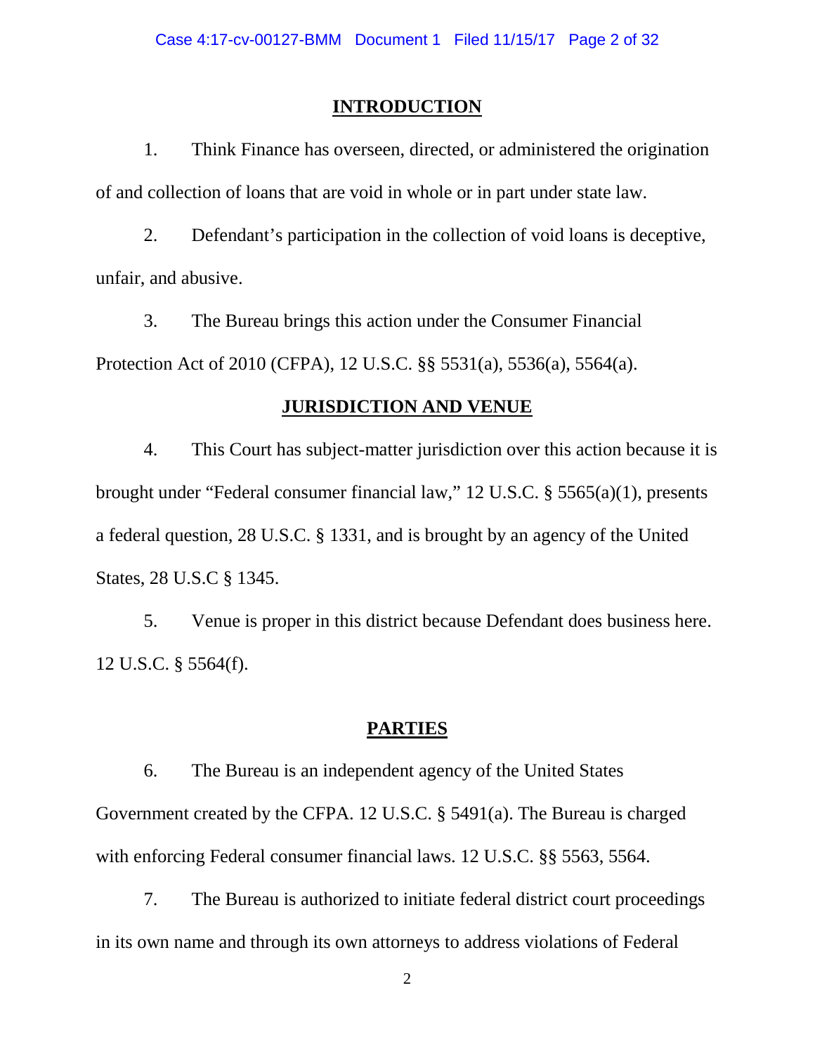## INTRODUCTION

1. Think Finance has overseen, directed, or administered the origination of and collection of loans that are void in whole or in part under state law.

2. Defendant's participation in the collection of void loans is deceptive, unfair, and abusive.

3. The Bureau brings this action under the Consumer Financial Protection Act of 2010 (CFPA), 12 U.S.C. §§ 5531(a), 5536(a), 5564(a).

## JURISDICTION AND VENUE

4. This Court has subject-matter jurisdiction over this action because it is brought under "Federal consumer financial law," 12 U.S.C. § 5565(a)(1), presents a federal question, 28 U.S.C. § 1331, and is brought by an agency of the United States, 28 U.S.C § 1345.

5. Venue is proper in this district because Defendant does business here. 12 U.S.C. § 5564(f).

## PARTIES

6. The Bureau is an independent agency of the United States Government created by the CFPA. 12 U.S.C. § 5491(a). The Bureau is charged with enforcing Federal consumer financial laws. 12 U.S.C. §§ 5563, 5564.

7. The Bureau is authorized to initiate federal district court proceedings in its own name and through its own attorneys to address violations of Federal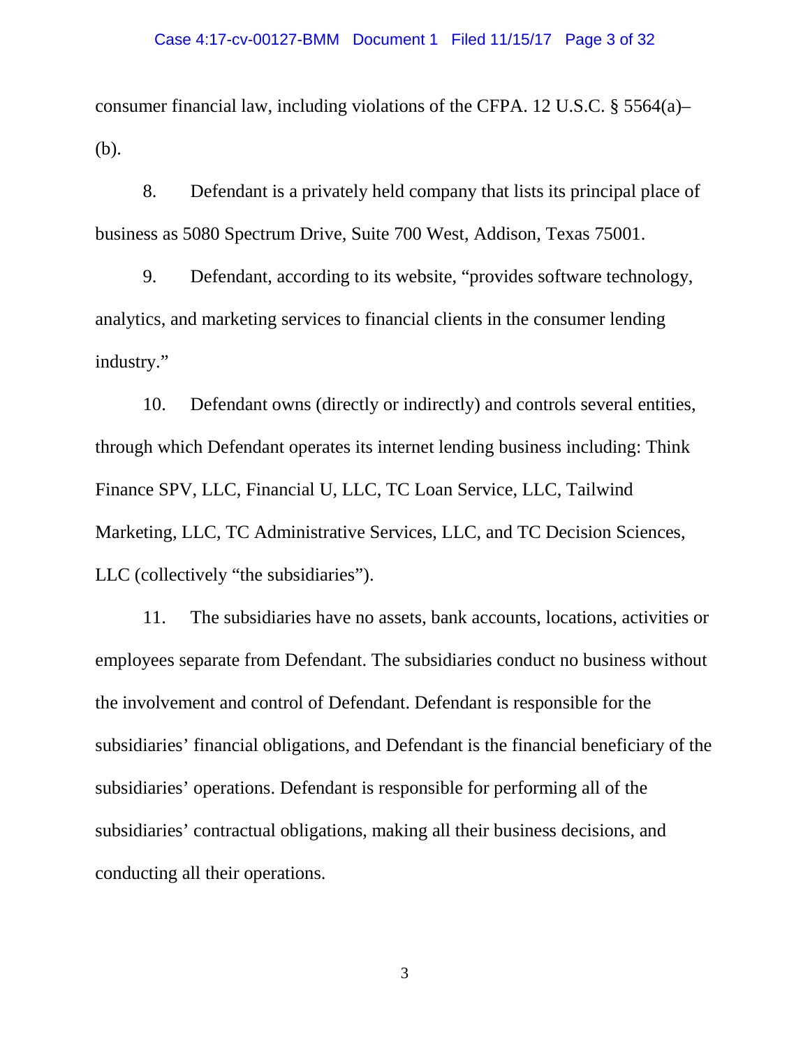consumer financial law, including violations of the CFPA. 12 U.S.C. § 5564(a)–(b).

8. Defendant is a privately held company that lists its principal place of business as 5080 Spectrum Drive, Suite 700 West, Addison, Texas 75001.

9. Defendant, according to its website, "provides software technology, analytics, and marketing services to financial clients in the consumer lending industry."

10. Defendant owns (directly or indirectly) and controls several entities, through which Defendant operates its internet lending business including: Think Finance SPV, LLC, Financial U, LLC, TC Loan Service, LLC, Tailwind Marketing, LLC, TC Administrative Services, LLC, and TC Decision Sciences, LLC (collectively "the subsidiaries").

11. The subsidiaries have no assets, bank accounts, locations, activities or employees separate from Defendant. The subsidiaries conduct no business without the involvement and control of Defendant. Defendant is responsible for the subsidiaries' financial obligations, and Defendant is the financial beneficiary of the subsidiaries' operations. Defendant is responsible for performing all of the subsidiaries' contractual obligations, making all their business decisions, and conducting all their operations.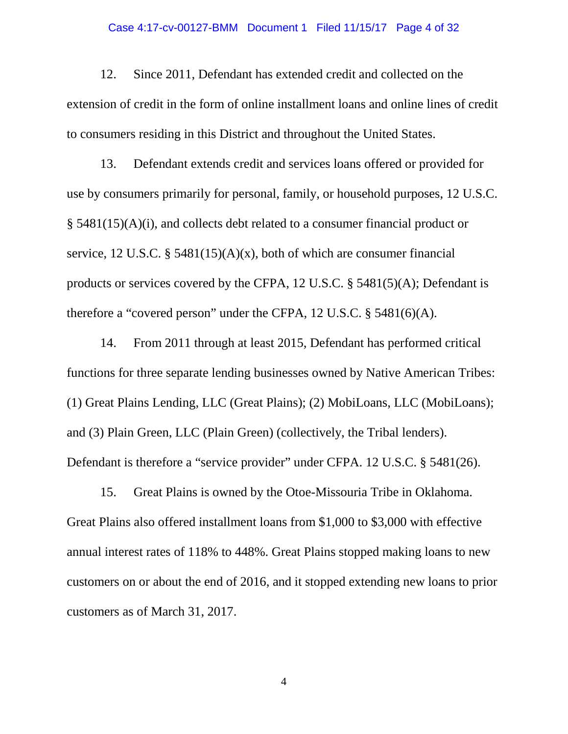12. Since 2011, Defendant has extended credit and collected on the extension of credit in the form of online installment loans and online lines of credit to consumers residing in this District and throughout the United States.

13. Defendant extends credit and services loans offered or provided for use by consumers primarily for personal, family, or household purposes, 12 U.S.C. § 5481(15)(A)(i), and collects debt related to a consumer financial product or service, 12 U.S.C. § 5481(15)(A)(x), both of which are consumer financial products or services covered by the CFPA, 12 U.S.C. § 5481(5)(A); Defendant is therefore a "covered person" under the CFPA, 12 U.S.C. § 5481(6)(A).

14. From 2011 through at least 2015, Defendant has performed critical functions for three separate lending businesses owned by Native American Tribes: (1) Great Plains Lending, LLC (Great Plains); (2) MobiLoans, LLC (MobiLoans); and (3) Plain Green, LLC (Plain Green) (collectively, the Tribal lenders). Defendant is therefore a "service provider" under CFPA. 12 U.S.C. § 5481(26).

15. Great Plains is owned by the Otoe-Missouria Tribe in Oklahoma. Great Plains also offered installment loans from $1,000 to $3,000 with effective annual interest rates of 118% to 448%. Great Plains stopped making loans to new customers on or about the end of 2016, and it stopped extending new loans to prior customers as of March 31, 2017.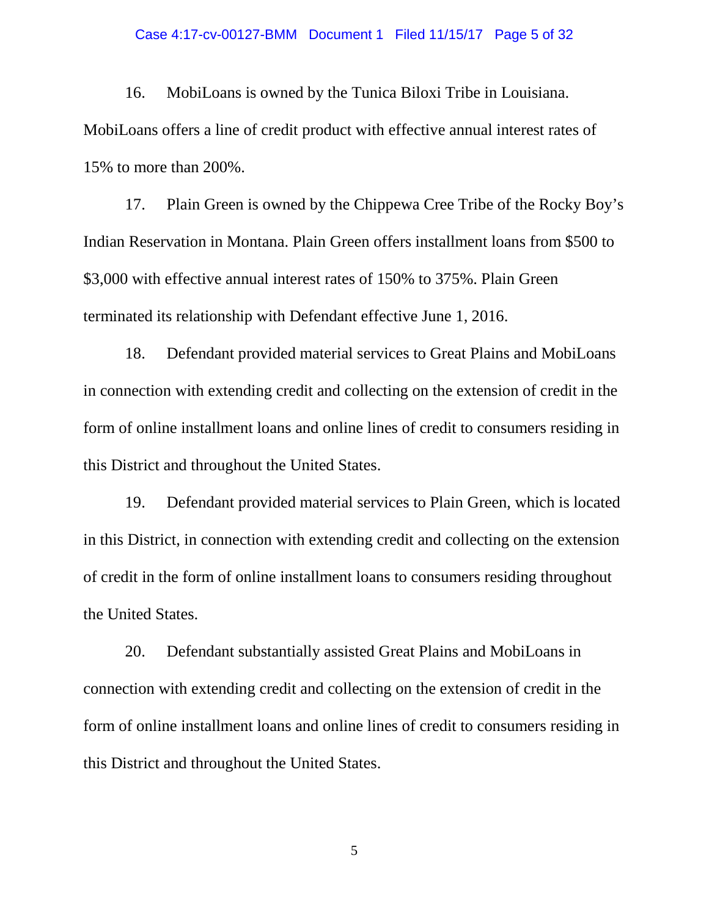16. MobiLoans is owned by the Tunica Biloxi Tribe in Louisiana. MobiLoans offers a line of credit product with effective annual interest rates of 15% to more than 200%.

17. Plain Green is owned by the Chippewa Cree Tribe of the Rocky Boy's Indian Reservation in Montana. Plain Green offers installment loans from $500 to $3,000 with effective annual interest rates of 150% to 375%. Plain Green terminated its relationship with Defendant effective June 1, 2016.

18. Defendant provided material services to Great Plains and MobiLoans in connection with extending credit and collecting on the extension of credit in the form of online installment loans and online lines of credit to consumers residing in this District and throughout the United States.

19. Defendant provided material services to Plain Green, which is located in this District, in connection with extending credit and collecting on the extension of credit in the form of online installment loans to consumers residing throughout the United States.

20. Defendant substantially assisted Great Plains and MobiLoans in connection with extending credit and collecting on the extension of credit in the form of online installment loans and online lines of credit to consumers residing in this District and throughout the United States.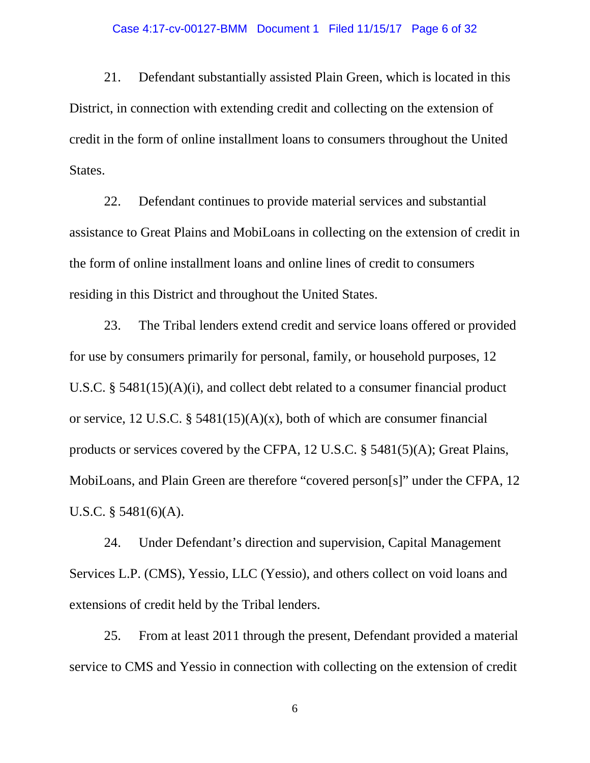21. Defendant substantially assisted Plain Green, which is located in this District, in connection with extending credit and collecting on the extension of credit in the form of online installment loans to consumers throughout the United States.

22. Defendant continues to provide material services and substantial assistance to Great Plains and MobiLoans in collecting on the extension of credit in the form of online installment loans and online lines of credit to consumers residing in this District and throughout the United States.

23. The Tribal lenders extend credit and service loans offered or provided for use by consumers primarily for personal, family, or household purposes, 12 U.S.C. § 5481(15)(A)(i), and collect debt related to a consumer financial product or service, 12 U.S.C. § 5481(15)(A)(x), both of which are consumer financial products or services covered by the CFPA, 12 U.S.C. § 5481(5)(A); Great Plains, MobiLoans, and Plain Green are therefore "covered person[s]" under the CFPA, 12 U.S.C. § 5481(6)(A).

24. Under Defendant's direction and supervision, Capital Management Services L.P. (CMS), Yessio, LLC (Yessio), and others collect on void loans and extensions of credit held by the Tribal lenders.

25. From at least 2011 through the present, Defendant provided a material service to CMS and Yessio in connection with collecting on the extension of credit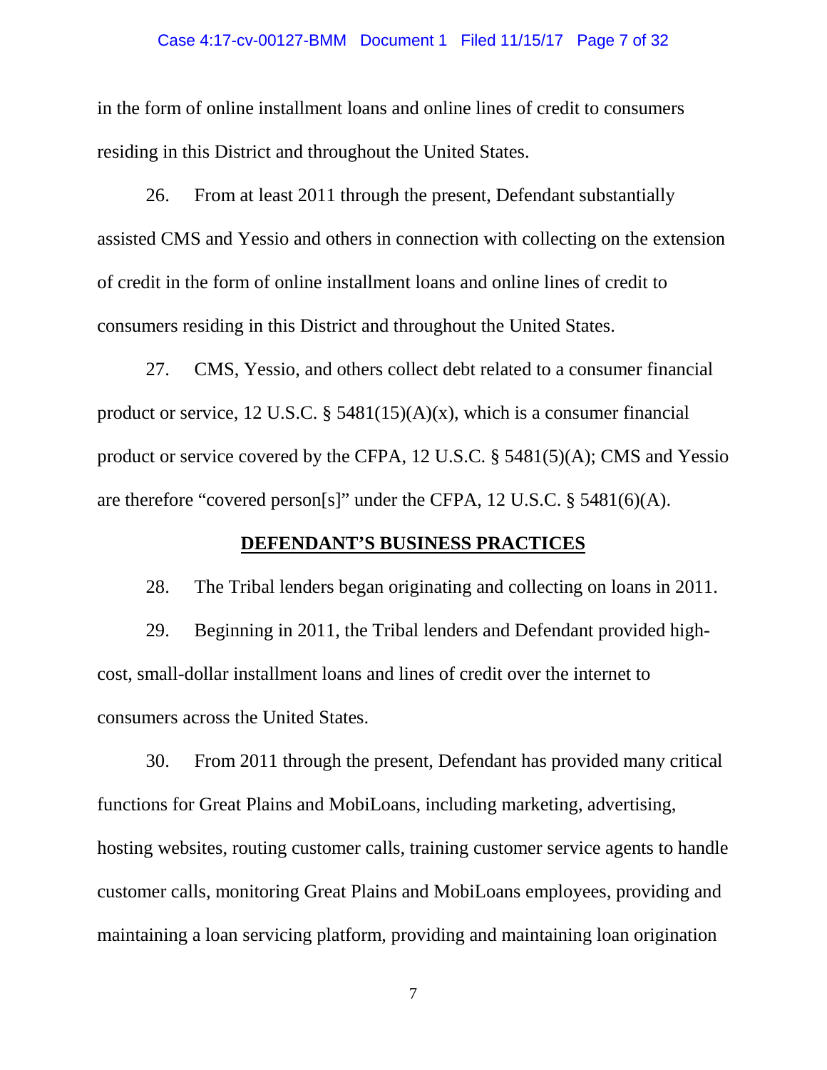in the form of online installment loans and online lines of credit to consumers residing in this District and throughout the United States.

26. From at least 2011 through the present, Defendant substantially assisted CMS and Yessio and others in connection with collecting on the extension of credit in the form of online installment loans and online lines of credit to consumers residing in this District and throughout the United States.

27. CMS, Yessio, and others collect debt related to a consumer financial product or service, 12 U.S.C. § 5481(15)(A)(x), which is a consumer financial product or service covered by the CFPA, 12 U.S.C. § 5481(5)(A); CMS and Yessio are therefore "covered person[s]" under the CFPA, 12 U.S.C. § 5481(6)(A).

## DEFENDANT'S BUSINESS PRACTICES

28. The Tribal lenders began originating and collecting on loans in 2011.

29. Beginning in 2011, the Tribal lenders and Defendant provided high-cost, small-dollar installment loans and lines of credit over the internet to consumers across the United States.

30. From 2011 through the present, Defendant has provided many critical functions for Great Plains and MobiLoans, including marketing, advertising, hosting websites, routing customer calls, training customer service agents to handle customer calls, monitoring Great Plains and MobiLoans employees, providing and maintaining a loan servicing platform, providing and maintaining loan origination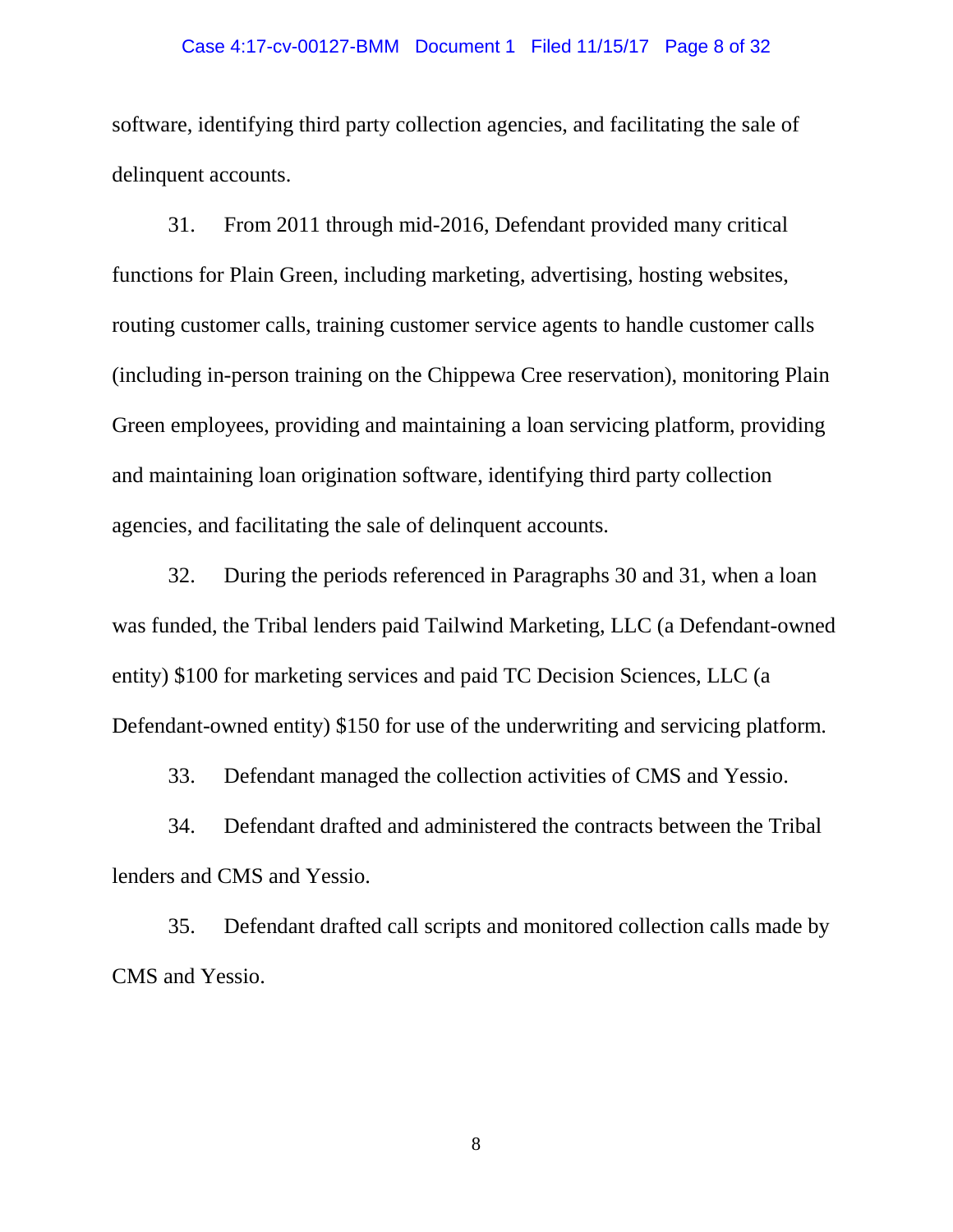software, identifying third party collection agencies, and facilitating the sale of delinquent accounts.

31. From 2011 through mid-2016, Defendant provided many critical functions for Plain Green, including marketing, advertising, hosting websites, routing customer calls, training customer service agents to handle customer calls (including in-person training on the Chippewa Cree reservation), monitoring Plain Green employees, providing and maintaining a loan servicing platform, providing and maintaining loan origination software, identifying third party collection agencies, and facilitating the sale of delinquent accounts.

32. During the periods referenced in Paragraphs 30 and 31, when a loan was funded, the Tribal lenders paid Tailwind Marketing, LLC (a Defendant-owned entity) $100 for marketing services and paid TC Decision Sciences, LLC (a Defendant-owned entity) $150 for use of the underwriting and servicing platform.

33. Defendant managed the collection activities of CMS and Yessio.

34. Defendant drafted and administered the contracts between the Tribal lenders and CMS and Yessio.

35. Defendant drafted call scripts and monitored collection calls made by CMS and Yessio.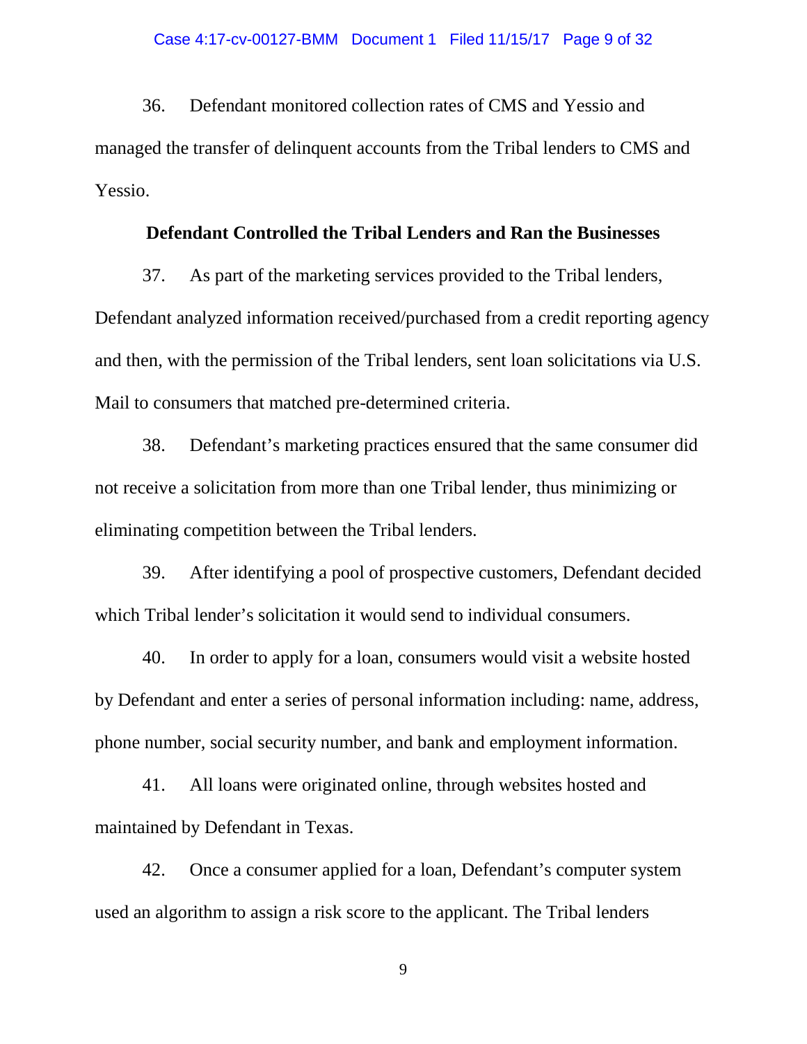36. Defendant monitored collection rates of CMS and Yessio and managed the transfer of delinquent accounts from the Tribal lenders to CMS and Yessio.

**Defendant Controlled the Tribal Lenders and Ran the Businesses**

37. As part of the marketing services provided to the Tribal lenders, Defendant analyzed information received/purchased from a credit reporting agency and then, with the permission of the Tribal lenders, sent loan solicitations via U.S. Mail to consumers that matched pre-determined criteria.

38. Defendant's marketing practices ensured that the same consumer did not receive a solicitation from more than one Tribal lender, thus minimizing or eliminating competition between the Tribal lenders.

39. After identifying a pool of prospective customers, Defendant decided which Tribal lender's solicitation it would send to individual consumers.

40. In order to apply for a loan, consumers would visit a website hosted by Defendant and enter a series of personal information including: name, address, phone number, social security number, and bank and employment information.

41. All loans were originated online, through websites hosted and maintained by Defendant in Texas.

42. Once a consumer applied for a loan, Defendant's computer system used an algorithm to assign a risk score to the applicant. The Tribal lenders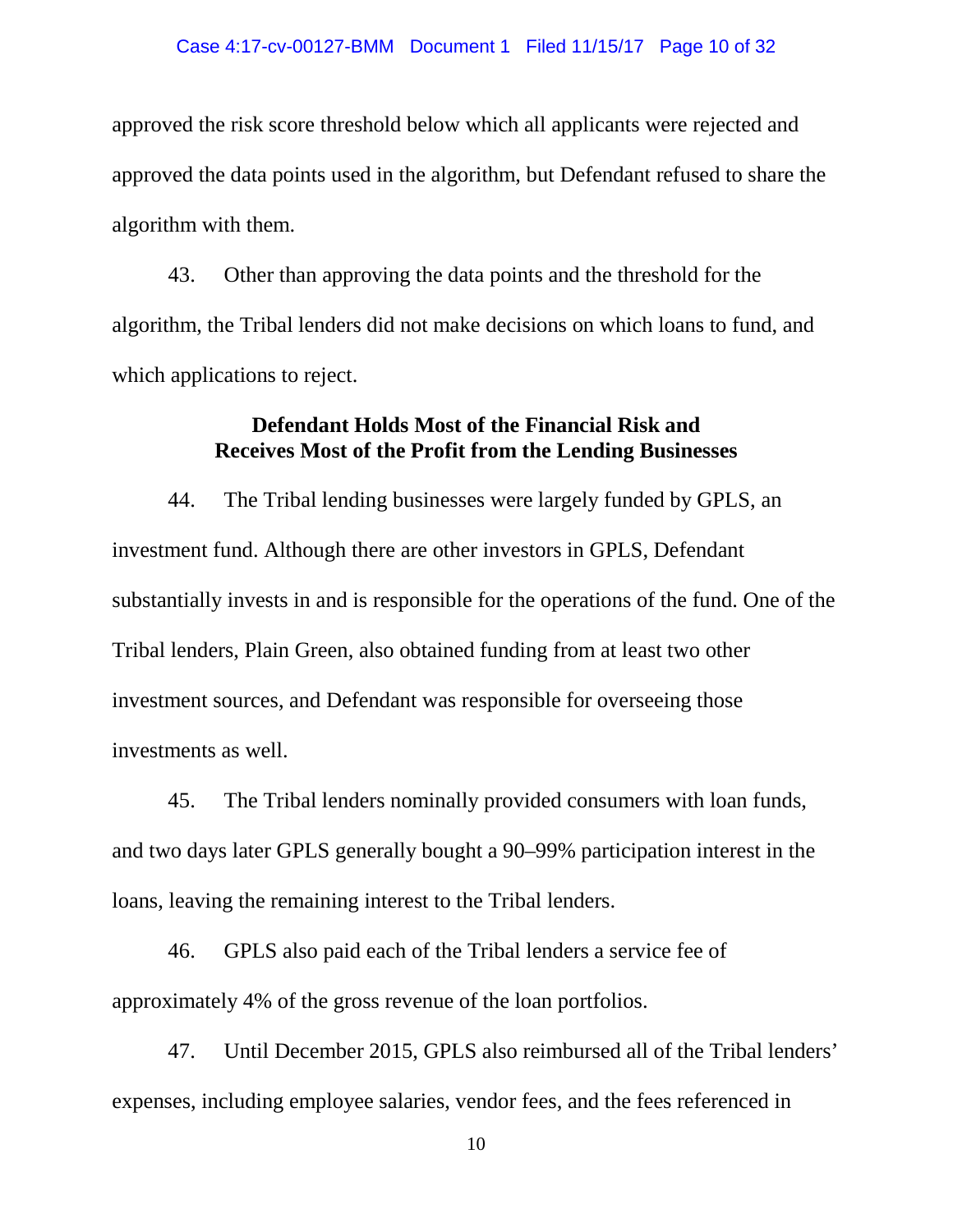approved the risk score threshold below which all applicants were rejected and approved the data points used in the algorithm, but Defendant refused to share the algorithm with them.

43. Other than approving the data points and the threshold for the algorithm, the Tribal lenders did not make decisions on which loans to fund, and which applications to reject.

**Defendant Holds Most of the Financial Risk and Receives Most of the Profit from the Lending Businesses**

44. The Tribal lending businesses were largely funded by GPLS, an investment fund. Although there are other investors in GPLS, Defendant substantially invests in and is responsible for the operations of the fund. One of the Tribal lenders, Plain Green, also obtained funding from at least two other investment sources, and Defendant was responsible for overseeing those investments as well.

45. The Tribal lenders nominally provided consumers with loan funds, and two days later GPLS generally bought a 90–99% participation interest in the loans, leaving the remaining interest to the Tribal lenders.

46. GPLS also paid each of the Tribal lenders a service fee of approximately 4% of the gross revenue of the loan portfolios.

47. Until December 2015, GPLS also reimbursed all of the Tribal lenders' expenses, including employee salaries, vendor fees, and the fees referenced in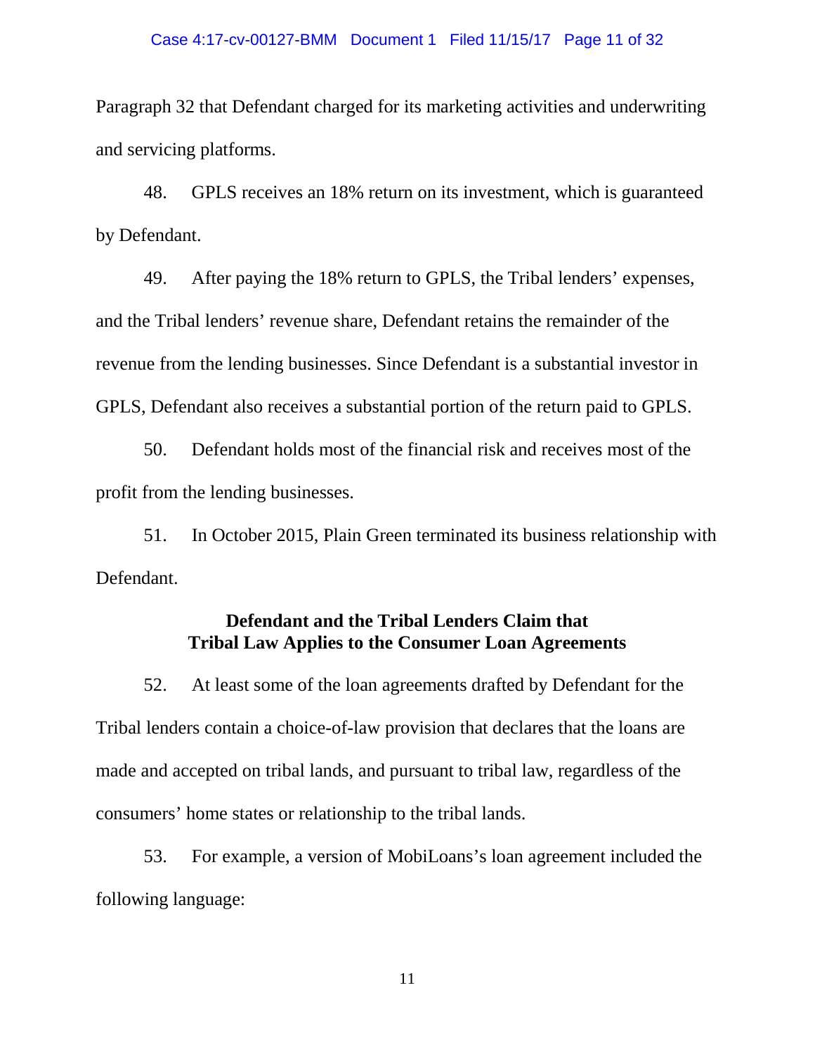Paragraph 32 that Defendant charged for its marketing activities and underwriting and servicing platforms.

48. GPLS receives an 18% return on its investment, which is guaranteed by Defendant.

49. After paying the 18% return to GPLS, the Tribal lenders' expenses, and the Tribal lenders' revenue share, Defendant retains the remainder of the revenue from the lending businesses. Since Defendant is a substantial investor in GPLS, Defendant also receives a substantial portion of the return paid to GPLS.

50. Defendant holds most of the financial risk and receives most of the profit from the lending businesses.

51. In October 2015, Plain Green terminated its business relationship with Defendant.

### Defendant and the Tribal Lenders Claim that Tribal Law Applies to the Consumer Loan Agreements

52. At least some of the loan agreements drafted by Defendant for the Tribal lenders contain a choice-of-law provision that declares that the loans are made and accepted on tribal lands, and pursuant to tribal law, regardless of the consumers' home states or relationship to the tribal lands.

53. For example, a version of MobiLoans's loan agreement included the following language: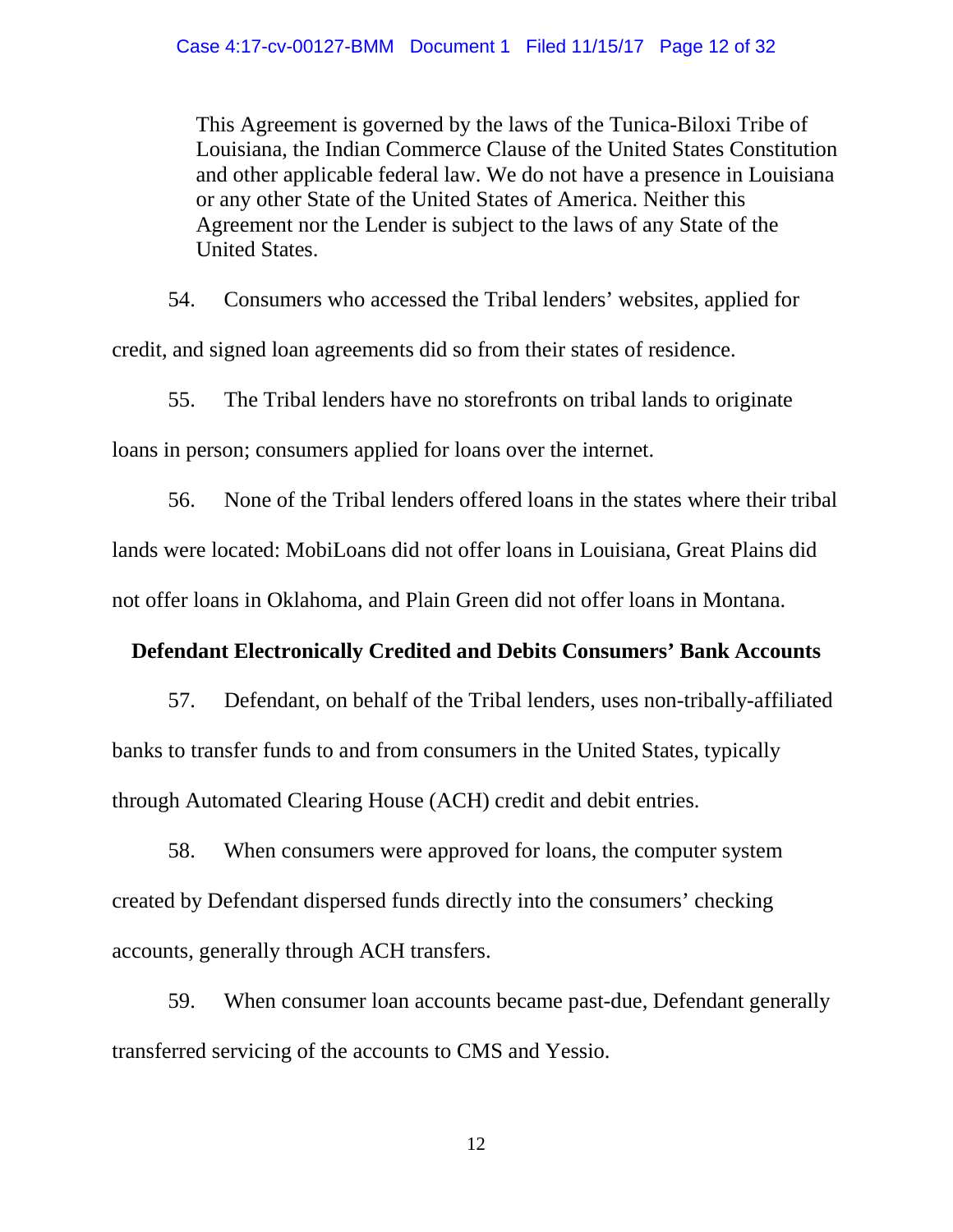> This Agreement is governed by the laws of the Tunica-Biloxi Tribe of Louisiana, the Indian Commerce Clause of the United States Constitution and other applicable federal law. We do not have a presence in Louisiana or any other State of the United States of America. Neither this Agreement nor the Lender is subject to the laws of any State of the United States.

54. Consumers who accessed the Tribal lenders' websites, applied for credit, and signed loan agreements did so from their states of residence.

55. The Tribal lenders have no storefronts on tribal lands to originate loans in person; consumers applied for loans over the internet.

56. None of the Tribal lenders offered loans in the states where their tribal lands were located: MobiLoans did not offer loans in Louisiana, Great Plains did not offer loans in Oklahoma, and Plain Green did not offer loans in Montana.

**Defendant Electronically Credited and Debits Consumers' Bank Accounts**

57. Defendant, on behalf of the Tribal lenders, uses non-tribally-affiliated banks to transfer funds to and from consumers in the United States, typically through Automated Clearing House (ACH) credit and debit entries.

58. When consumers were approved for loans, the computer system created by Defendant dispersed funds directly into the consumers' checking accounts, generally through ACH transfers.

59. When consumer loan accounts became past-due, Defendant generally transferred servicing of the accounts to CMS and Yessio.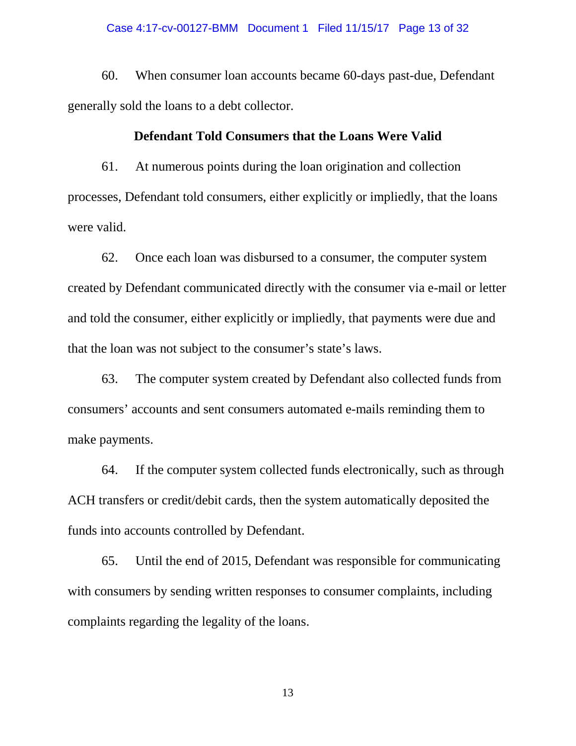60. When consumer loan accounts became 60-days past-due, Defendant generally sold the loans to a debt collector.

**Defendant Told Consumers that the Loans Were Valid**

61. At numerous points during the loan origination and collection processes, Defendant told consumers, either explicitly or impliedly, that the loans were valid.

62. Once each loan was disbursed to a consumer, the computer system created by Defendant communicated directly with the consumer via e-mail or letter and told the consumer, either explicitly or impliedly, that payments were due and that the loan was not subject to the consumer's state's laws.

63. The computer system created by Defendant also collected funds from consumers' accounts and sent consumers automated e-mails reminding them to make payments.

64. If the computer system collected funds electronically, such as through ACH transfers or credit/debit cards, then the system automatically deposited the funds into accounts controlled by Defendant.

65. Until the end of 2015, Defendant was responsible for communicating with consumers by sending written responses to consumer complaints, including complaints regarding the legality of the loans.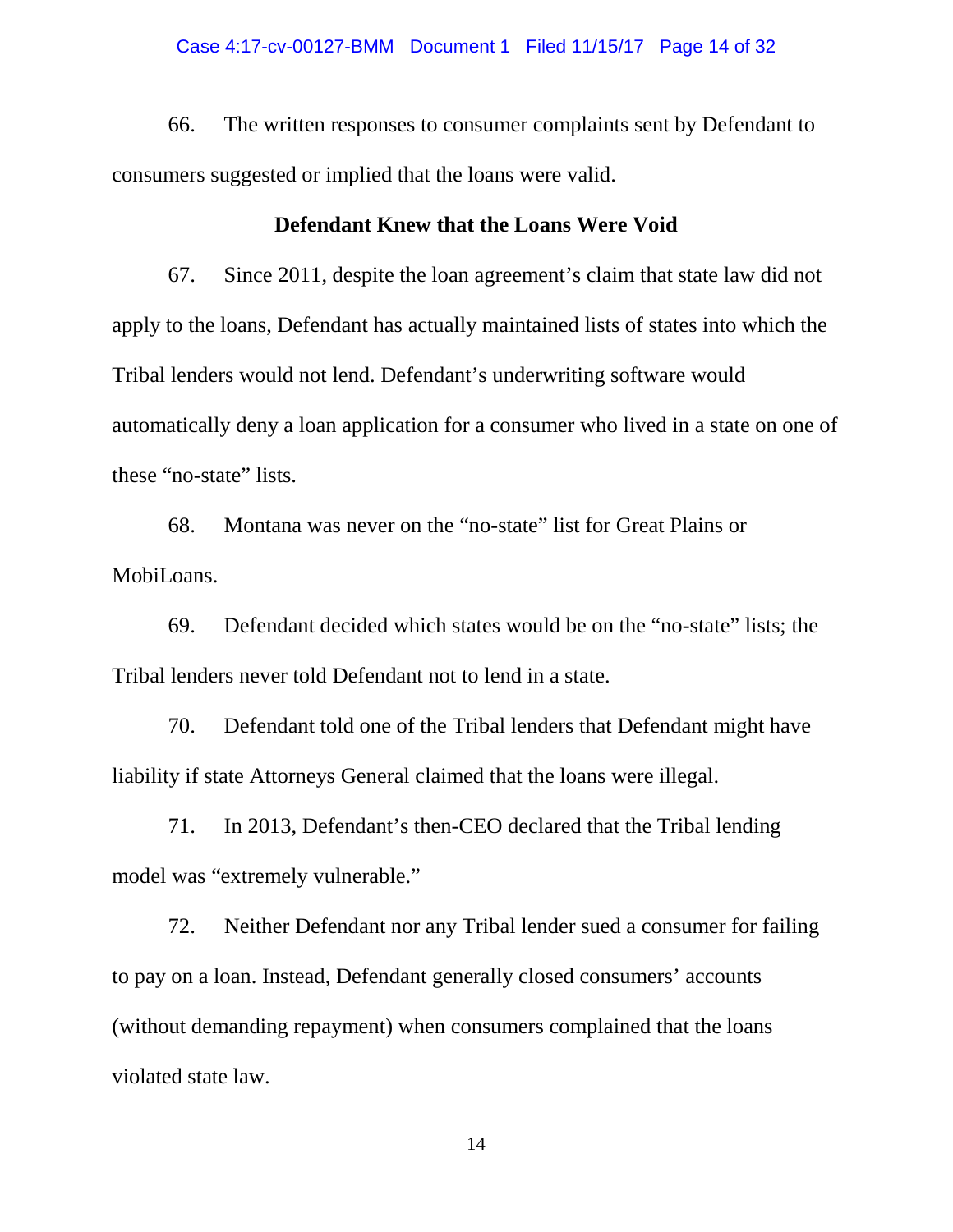66. The written responses to consumer complaints sent by Defendant to consumers suggested or implied that the loans were valid.

**Defendant Knew that the Loans Were Void**

67. Since 2011, despite the loan agreement's claim that state law did not apply to the loans, Defendant has actually maintained lists of states into which the Tribal lenders would not lend. Defendant's underwriting software would automatically deny a loan application for a consumer who lived in a state on one of these "no-state" lists.

68. Montana was never on the "no-state" list for Great Plains or MobiLoans.

69. Defendant decided which states would be on the "no-state" lists; the Tribal lenders never told Defendant not to lend in a state.

70. Defendant told one of the Tribal lenders that Defendant might have liability if state Attorneys General claimed that the loans were illegal.

71. In 2013, Defendant's then-CEO declared that the Tribal lending model was "extremely vulnerable."

72. Neither Defendant nor any Tribal lender sued a consumer for failing to pay on a loan. Instead, Defendant generally closed consumers' accounts (without demanding repayment) when consumers complained that the loans violated state law.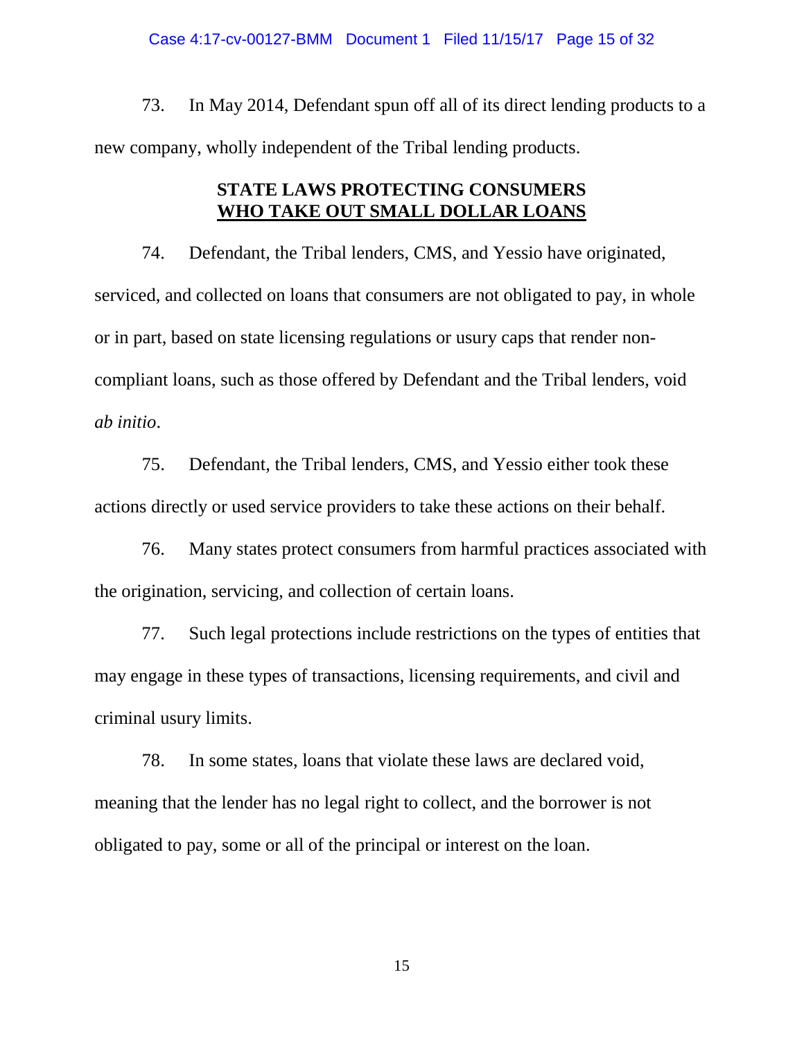73. In May 2014, Defendant spun off all of its direct lending products to a new company, wholly independent of the Tribal lending products.

## STATE LAWS PROTECTING CONSUMERS WHO TAKE OUT SMALL DOLLAR LOANS

74. Defendant, the Tribal lenders, CMS, and Yessio have originated, serviced, and collected on loans that consumers are not obligated to pay, in whole or in part, based on state licensing regulations or usury caps that render non-compliant loans, such as those offered by Defendant and the Tribal lenders, void *ab initio*.

75. Defendant, the Tribal lenders, CMS, and Yessio either took these actions directly or used service providers to take these actions on their behalf.

76. Many states protect consumers from harmful practices associated with the origination, servicing, and collection of certain loans.

77. Such legal protections include restrictions on the types of entities that may engage in these types of transactions, licensing requirements, and civil and criminal usury limits.

78. In some states, loans that violate these laws are declared void, meaning that the lender has no legal right to collect, and the borrower is not obligated to pay, some or all of the principal or interest on the loan.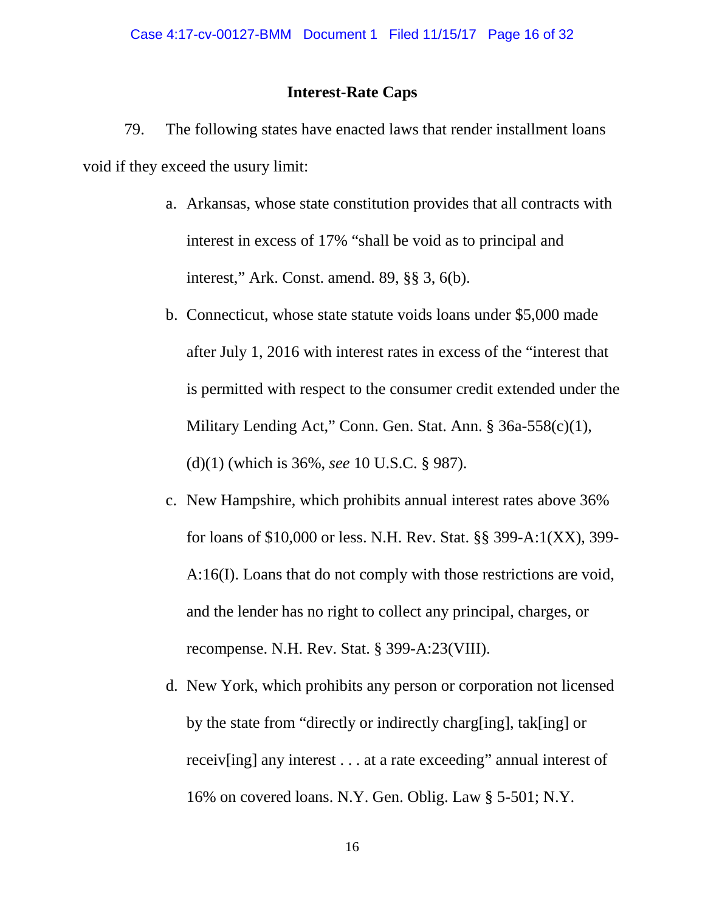## Interest-Rate Caps

79. The following states have enacted laws that render installment loans void if they exceed the usury limit:

a. Arkansas, whose state constitution provides that all contracts with interest in excess of 17% "shall be void as to principal and interest," Ark. Const. amend. 89, §§ 3, 6(b).

b. Connecticut, whose state statute voids loans under $5,000 made after July 1, 2016 with interest rates in excess of the "interest that is permitted with respect to the consumer credit extended under the Military Lending Act," Conn. Gen. Stat. Ann. § 36a-558(c)(1), (d)(1) (which is 36%, *see* 10 U.S.C. § 987).

c. New Hampshire, which prohibits annual interest rates above 36% for loans of $10,000 or less. N.H. Rev. Stat. §§ 399-A:1(XX), 399-A:16(I). Loans that do not comply with those restrictions are void, and the lender has no right to collect any principal, charges, or recompense. N.H. Rev. Stat. § 399-A:23(VIII).

d. New York, which prohibits any person or corporation not licensed by the state from "directly or indirectly charg[ing], tak[ing] or receiv[ing] any interest . . . at a rate exceeding" annual interest of 16% on covered loans. N.Y. Gen. Oblig. Law § 5-501; N.Y.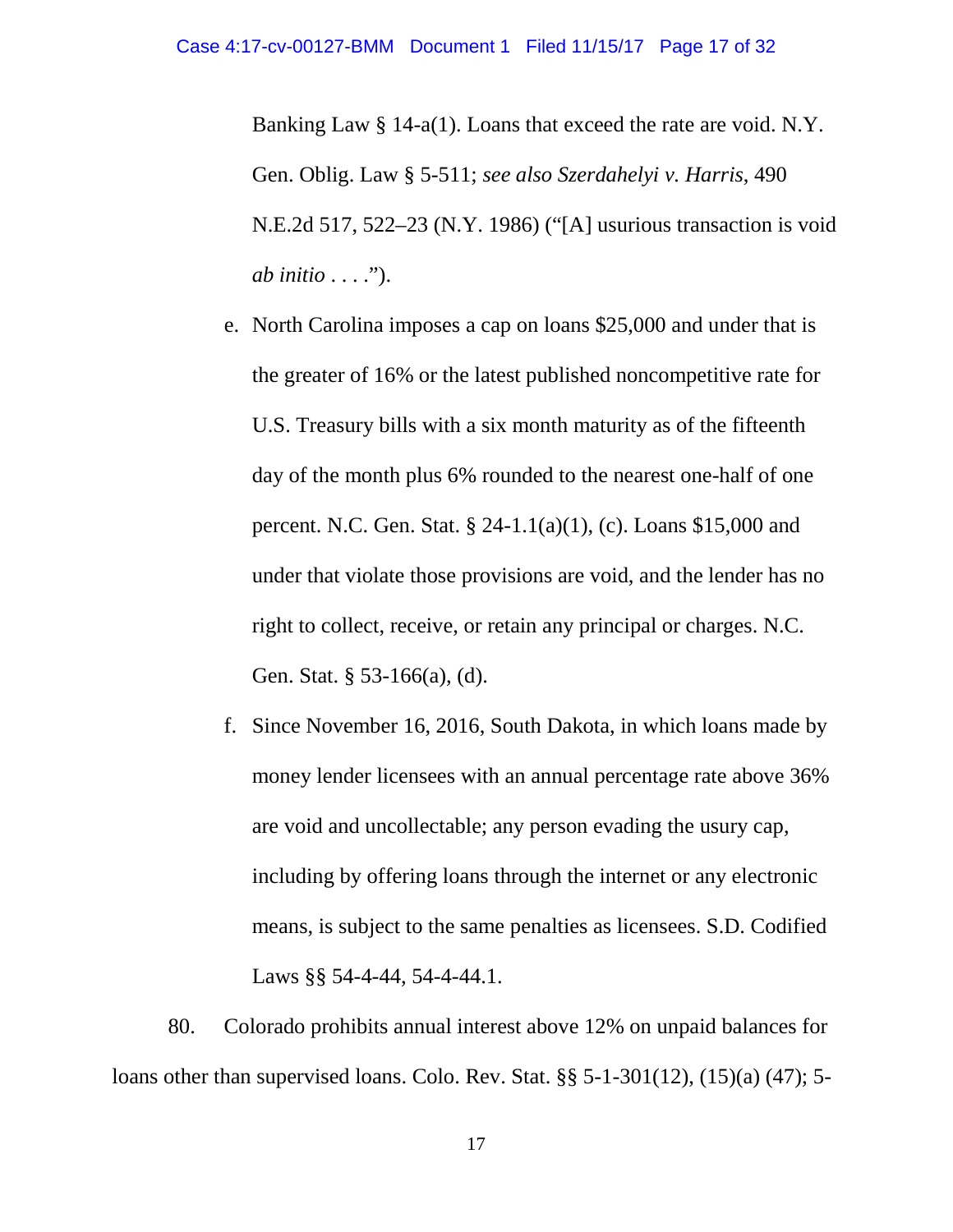Banking Law § 14-a(1). Loans that exceed the rate are void. N.Y. Gen. Oblig. Law § 5-511; *see also Szerdahelyi v. Harris*, 490 N.E.2d 517, 522–23 (N.Y. 1986) ("[A] usurious transaction is void *ab initio* . . . .").

e. North Carolina imposes a cap on loans $25,000 and under that is the greater of 16% or the latest published noncompetitive rate for U.S. Treasury bills with a six month maturity as of the fifteenth day of the month plus 6% rounded to the nearest one-half of one percent. N.C. Gen. Stat. § 24-1.1(a)(1), (c). Loans $15,000 and under that violate those provisions are void, and the lender has no right to collect, receive, or retain any principal or charges. N.C. Gen. Stat. § 53-166(a), (d).

f. Since November 16, 2016, South Dakota, in which loans made by money lender licensees with an annual percentage rate above 36% are void and uncollectable; any person evading the usury cap, including by offering loans through the internet or any electronic means, is subject to the same penalties as licensees. S.D. Codified Laws §§ 54-4-44, 54-4-44.1.

80. Colorado prohibits annual interest above 12% on unpaid balances for loans other than supervised loans. Colo. Rev. Stat. §§ 5-1-301(12), (15)(a) (47); 5-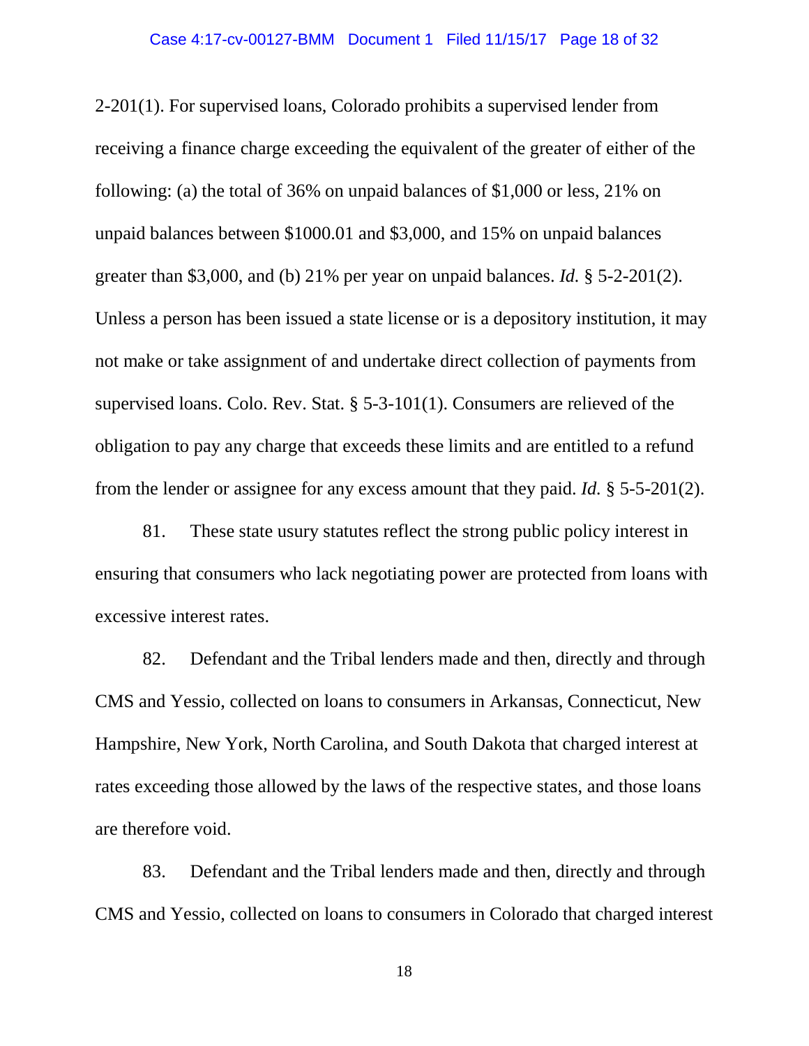2-201(1). For supervised loans, Colorado prohibits a supervised lender from receiving a finance charge exceeding the equivalent of the greater of either of the following: (a) the total of 36% on unpaid balances of $1,000 or less, 21% on unpaid balances between $1000.01 and $3,000, and 15% on unpaid balances greater than $3,000, and (b) 21% per year on unpaid balances. *Id.* § 5-2-201(2). Unless a person has been issued a state license or is a depository institution, it may not make or take assignment of and undertake direct collection of payments from supervised loans. Colo. Rev. Stat. § 5-3-101(1). Consumers are relieved of the obligation to pay any charge that exceeds these limits and are entitled to a refund from the lender or assignee for any excess amount that they paid. *Id.* § 5-5-201(2).

81. These state usury statutes reflect the strong public policy interest in ensuring that consumers who lack negotiating power are protected from loans with excessive interest rates.

82. Defendant and the Tribal lenders made and then, directly and through CMS and Yessio, collected on loans to consumers in Arkansas, Connecticut, New Hampshire, New York, North Carolina, and South Dakota that charged interest at rates exceeding those allowed by the laws of the respective states, and those loans are therefore void.

83. Defendant and the Tribal lenders made and then, directly and through CMS and Yessio, collected on loans to consumers in Colorado that charged interest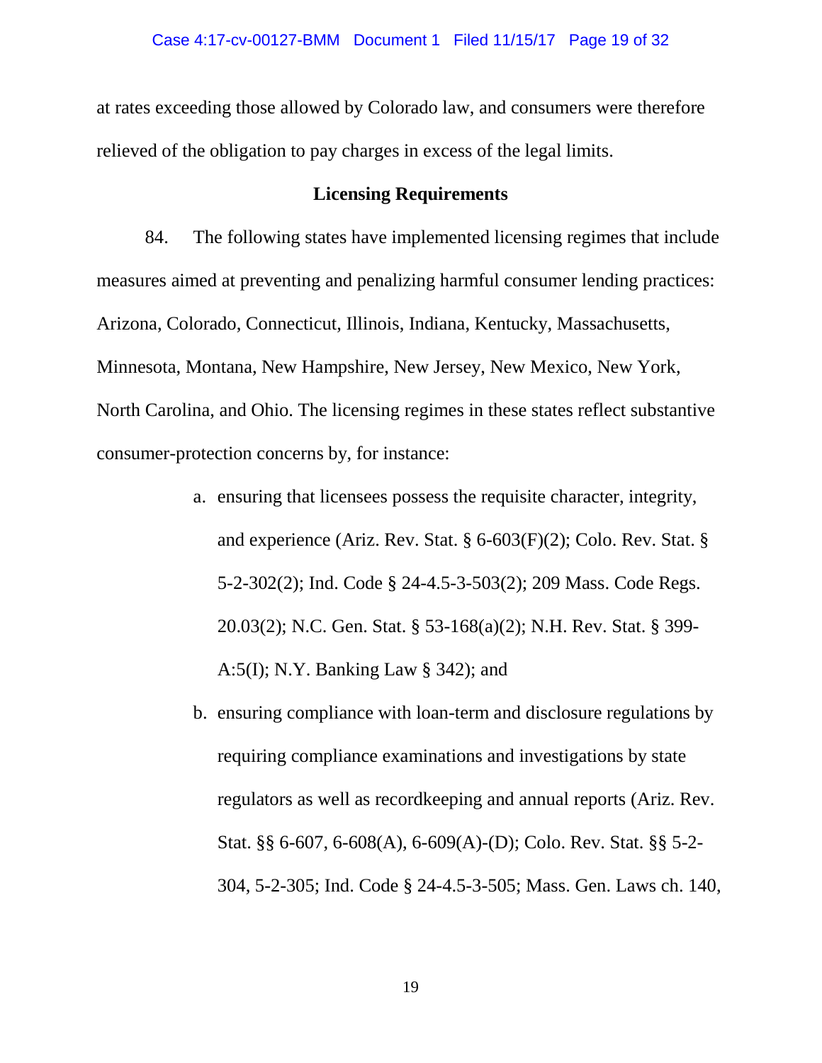at rates exceeding those allowed by Colorado law, and consumers were therefore relieved of the obligation to pay charges in excess of the legal limits.

**Licensing Requirements**

84. The following states have implemented licensing regimes that include measures aimed at preventing and penalizing harmful consumer lending practices: Arizona, Colorado, Connecticut, Illinois, Indiana, Kentucky, Massachusetts, Minnesota, Montana, New Hampshire, New Jersey, New Mexico, New York, North Carolina, and Ohio. The licensing regimes in these states reflect substantive consumer-protection concerns by, for instance:

a. ensuring that licensees possess the requisite character, integrity, and experience (Ariz. Rev. Stat. § 6-603(F)(2); Colo. Rev. Stat. § 5-2-302(2); Ind. Code § 24-4.5-3-503(2); 209 Mass. Code Regs. 20.03(2); N.C. Gen. Stat. § 53-168(a)(2); N.H. Rev. Stat. § 399-A:5(I); N.Y. Banking Law § 342); and

b. ensuring compliance with loan-term and disclosure regulations by requiring compliance examinations and investigations by state regulators as well as recordkeeping and annual reports (Ariz. Rev. Stat. §§ 6-607, 6-608(A), 6-609(A)-(D); Colo. Rev. Stat. §§ 5-2-304, 5-2-305; Ind. Code § 24-4.5-3-505; Mass. Gen. Laws ch. 140,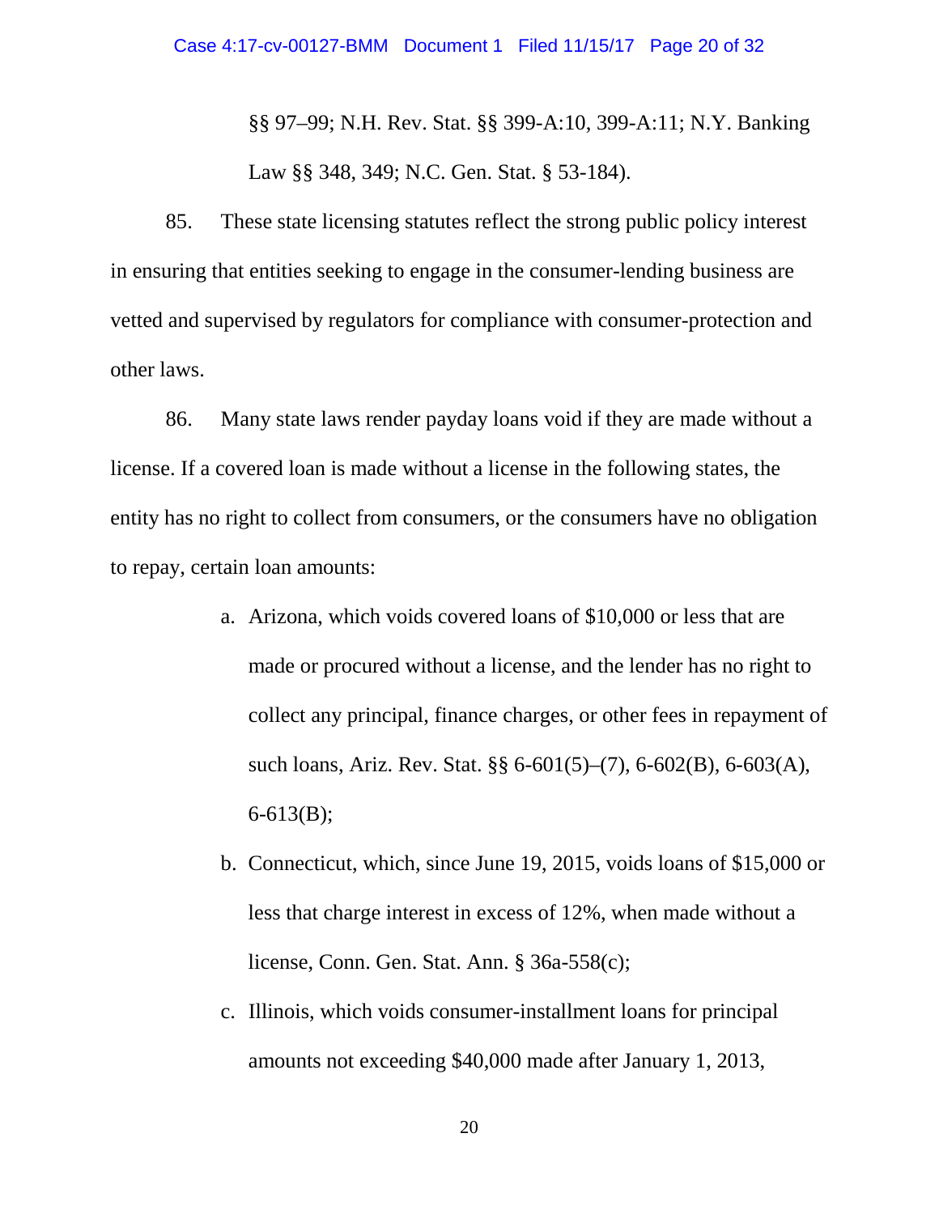§§ 97–99; N.H. Rev. Stat. §§ 399-A:10, 399-A:11; N.Y. Banking Law §§ 348, 349; N.C. Gen. Stat. § 53-184).

85. These state licensing statutes reflect the strong public policy interest in ensuring that entities seeking to engage in the consumer-lending business are vetted and supervised by regulators for compliance with consumer-protection and other laws.

86. Many state laws render payday loans void if they are made without a license. If a covered loan is made without a license in the following states, the entity has no right to collect from consumers, or the consumers have no obligation to repay, certain loan amounts:

a. Arizona, which voids covered loans of $10,000 or less that are made or procured without a license, and the lender has no right to collect any principal, finance charges, or other fees in repayment of such loans, Ariz. Rev. Stat. §§ 6-601(5)–(7), 6-602(B), 6-603(A), 6-613(B);

b. Connecticut, which, since June 19, 2015, voids loans of $15,000 or less that charge interest in excess of 12%, when made without a license, Conn. Gen. Stat. Ann. § 36a-558(c);

c. Illinois, which voids consumer-installment loans for principal amounts not exceeding $40,000 made after January 1, 2013,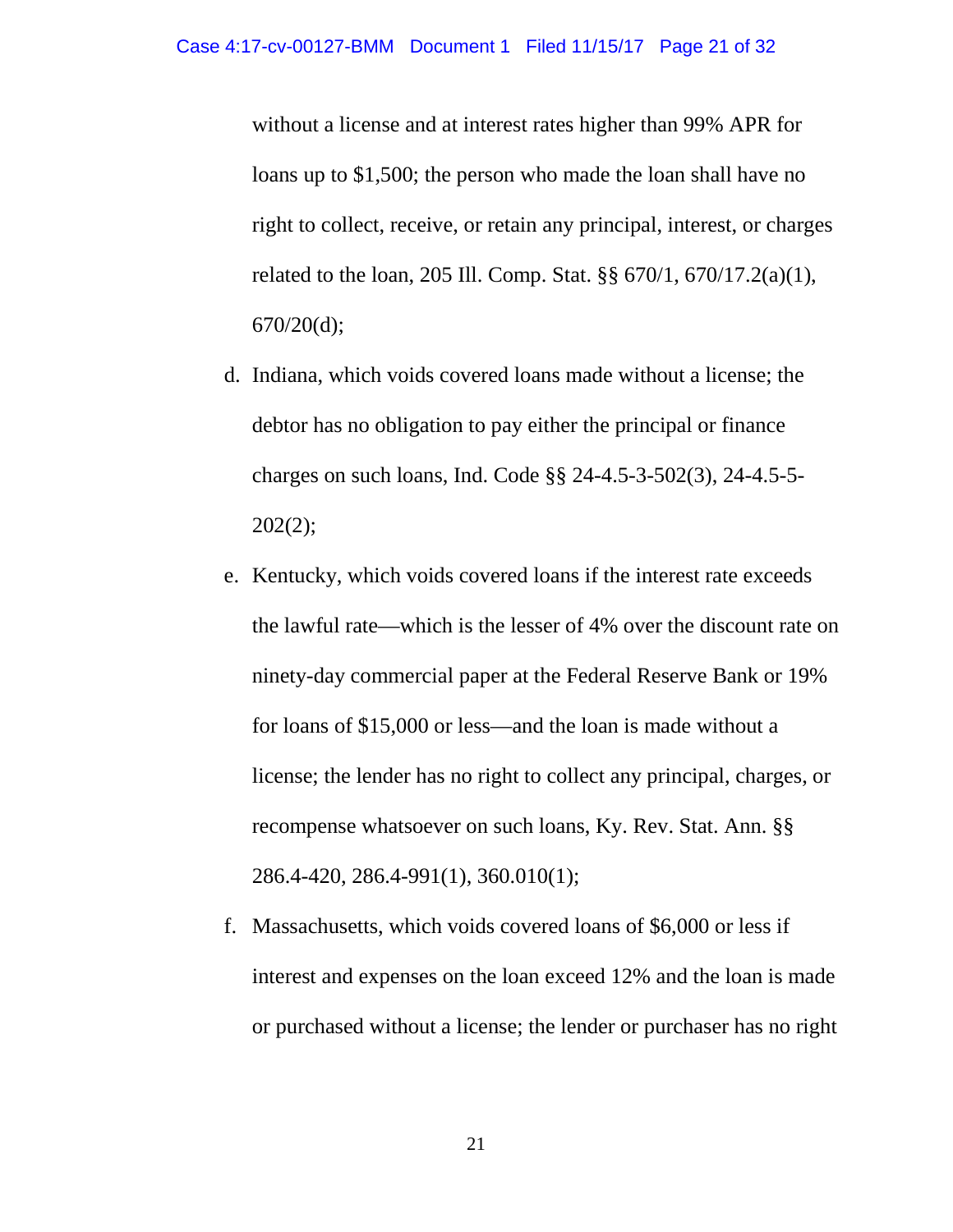without a license and at interest rates higher than 99% APR for loans up to $1,500; the person who made the loan shall have no right to collect, receive, or retain any principal, interest, or charges related to the loan, 205 Ill. Comp. Stat. §§ 670/1, 670/17.2(a)(1), 670/20(d);

d. Indiana, which voids covered loans made without a license; the debtor has no obligation to pay either the principal or finance charges on such loans, Ind. Code §§ 24-4.5-3-502(3), 24-4.5-5-202(2);

e. Kentucky, which voids covered loans if the interest rate exceeds the lawful rate—which is the lesser of 4% over the discount rate on ninety-day commercial paper at the Federal Reserve Bank or 19% for loans of $15,000 or less—and the loan is made without a license; the lender has no right to collect any principal, charges, or recompense whatsoever on such loans, Ky. Rev. Stat. Ann. §§ 286.4-420, 286.4-991(1), 360.010(1);

f. Massachusetts, which voids covered loans of $6,000 or less if interest and expenses on the loan exceed 12% and the loan is made or purchased without a license; the lender or purchaser has no right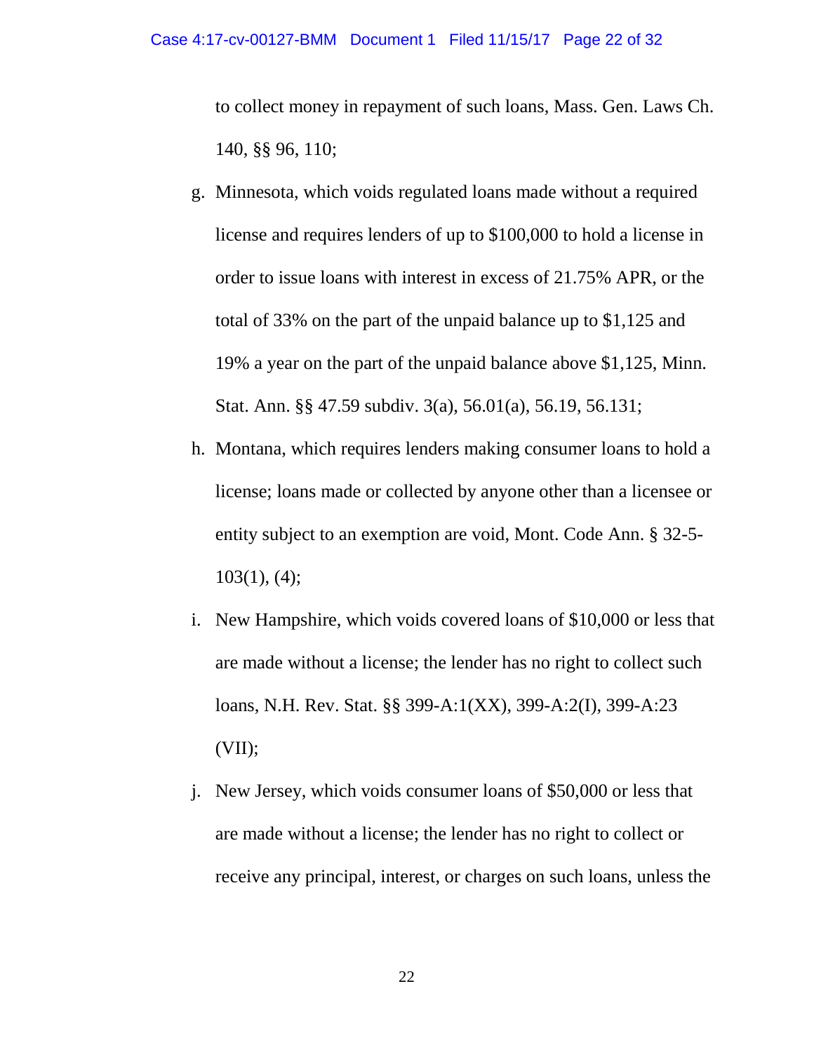to collect money in repayment of such loans, Mass. Gen. Laws Ch. 140, §§ 96, 110;

g. Minnesota, which voids regulated loans made without a required license and requires lenders of up to $100,000 to hold a license in order to issue loans with interest in excess of 21.75% APR, or the total of 33% on the part of the unpaid balance up to $1,125 and 19% a year on the part of the unpaid balance above $1,125, Minn. Stat. Ann. §§ 47.59 subdiv. 3(a), 56.01(a), 56.19, 56.131;

h. Montana, which requires lenders making consumer loans to hold a license; loans made or collected by anyone other than a licensee or entity subject to an exemption are void, Mont. Code Ann. § 32-5-103(1), (4);

i. New Hampshire, which voids covered loans of $10,000 or less that are made without a license; the lender has no right to collect such loans, N.H. Rev. Stat. §§ 399-A:1(XX), 399-A:2(I), 399-A:23 (VII);

j. New Jersey, which voids consumer loans of $50,000 or less that are made without a license; the lender has no right to collect or receive any principal, interest, or charges on such loans, unless the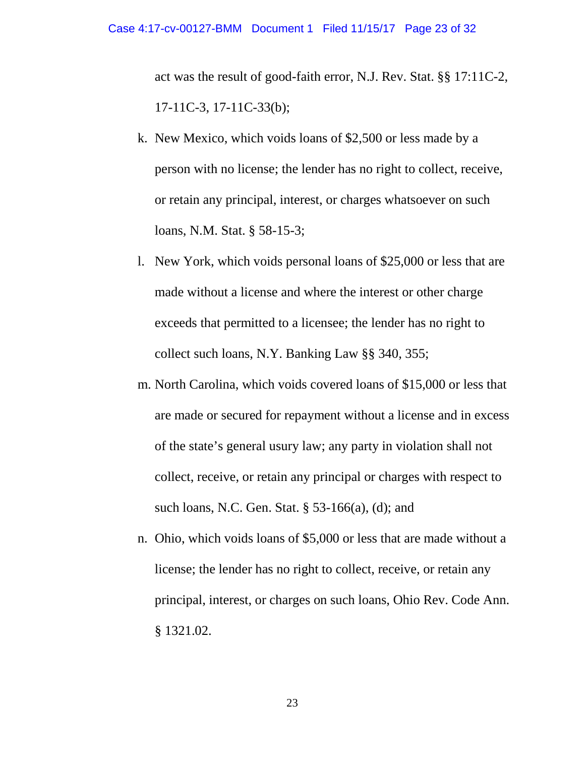act was the result of good-faith error, N.J. Rev. Stat. §§ 17:11C-2, 17-11C-3, 17-11C-33(b);

k. New Mexico, which voids loans of $2,500 or less made by a person with no license; the lender has no right to collect, receive, or retain any principal, interest, or charges whatsoever on such loans, N.M. Stat. § 58-15-3;

l. New York, which voids personal loans of $25,000 or less that are made without a license and where the interest or other charge exceeds that permitted to a licensee; the lender has no right to collect such loans, N.Y. Banking Law §§ 340, 355;

m. North Carolina, which voids covered loans of $15,000 or less that are made or secured for repayment without a license and in excess of the state's general usury law; any party in violation shall not collect, receive, or retain any principal or charges with respect to such loans, N.C. Gen. Stat. § 53-166(a), (d); and

n. Ohio, which voids loans of $5,000 or less that are made without a license; the lender has no right to collect, receive, or retain any principal, interest, or charges on such loans, Ohio Rev. Code Ann. § 1321.02.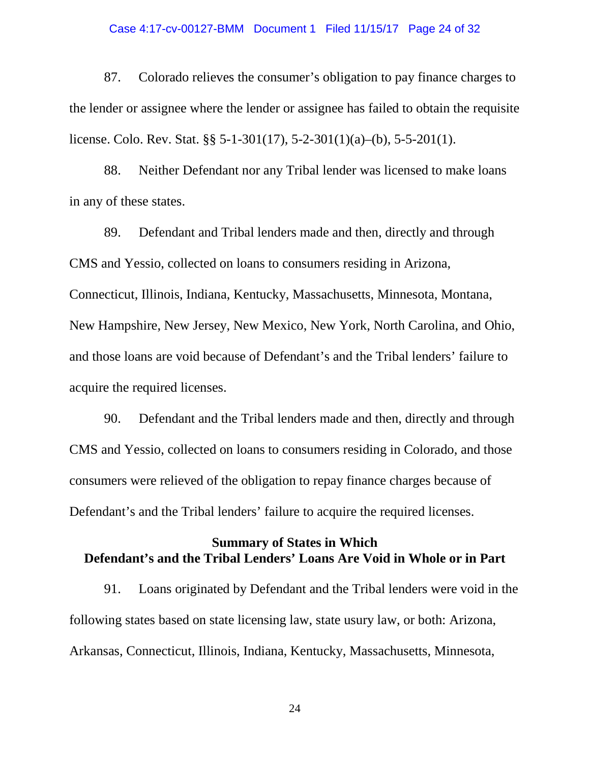87. Colorado relieves the consumer's obligation to pay finance charges to the lender or assignee where the lender or assignee has failed to obtain the requisite license. Colo. Rev. Stat. §§ 5-1-301(17), 5-2-301(1)(a)–(b), 5-5-201(1).

88. Neither Defendant nor any Tribal lender was licensed to make loans in any of these states.

89. Defendant and Tribal lenders made and then, directly and through CMS and Yessio, collected on loans to consumers residing in Arizona, Connecticut, Illinois, Indiana, Kentucky, Massachusetts, Minnesota, Montana, New Hampshire, New Jersey, New Mexico, New York, North Carolina, and Ohio, and those loans are void because of Defendant's and the Tribal lenders' failure to acquire the required licenses.

90. Defendant and the Tribal lenders made and then, directly and through CMS and Yessio, collected on loans to consumers residing in Colorado, and those consumers were relieved of the obligation to repay finance charges because of Defendant's and the Tribal lenders' failure to acquire the required licenses.

**Summary of States in Which Defendant's and the Tribal Lenders' Loans Are Void in Whole or in Part**

91. Loans originated by Defendant and the Tribal lenders were void in the following states based on state licensing law, state usury law, or both: Arizona, Arkansas, Connecticut, Illinois, Indiana, Kentucky, Massachusetts, Minnesota,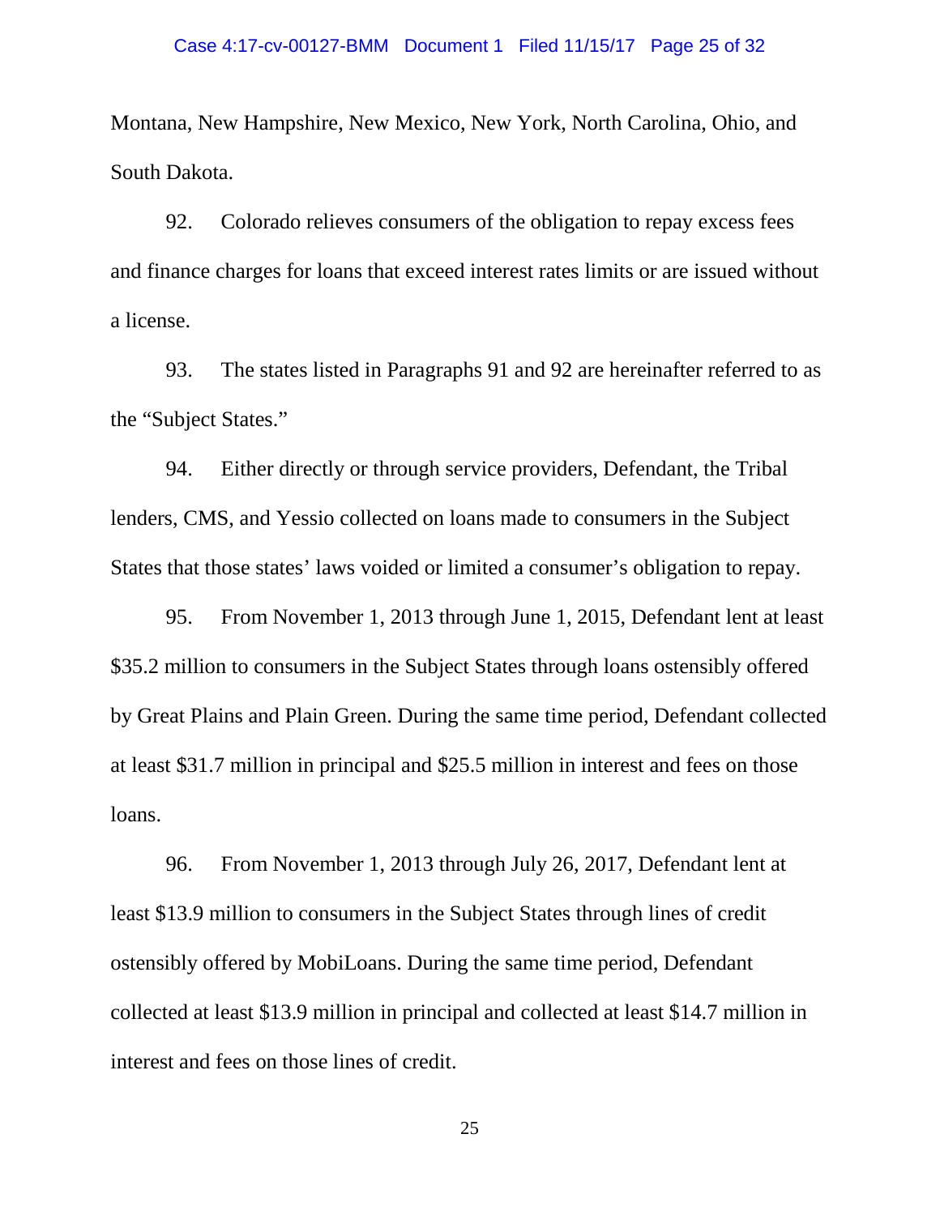Montana, New Hampshire, New Mexico, New York, North Carolina, Ohio, and South Dakota.

92. Colorado relieves consumers of the obligation to repay excess fees and finance charges for loans that exceed interest rates limits or are issued without a license.

93. The states listed in Paragraphs 91 and 92 are hereinafter referred to as the "Subject States."

94. Either directly or through service providers, Defendant, the Tribal lenders, CMS, and Yessio collected on loans made to consumers in the Subject States that those states' laws voided or limited a consumer's obligation to repay.

95. From November 1, 2013 through June 1, 2015, Defendant lent at least $35.2 million to consumers in the Subject States through loans ostensibly offered by Great Plains and Plain Green. During the same time period, Defendant collected at least $31.7 million in principal and $25.5 million in interest and fees on those loans.

96. From November 1, 2013 through July 26, 2017, Defendant lent at least $13.9 million to consumers in the Subject States through lines of credit ostensibly offered by MobiLoans. During the same time period, Defendant collected at least $13.9 million in principal and collected at least $14.7 million in interest and fees on those lines of credit.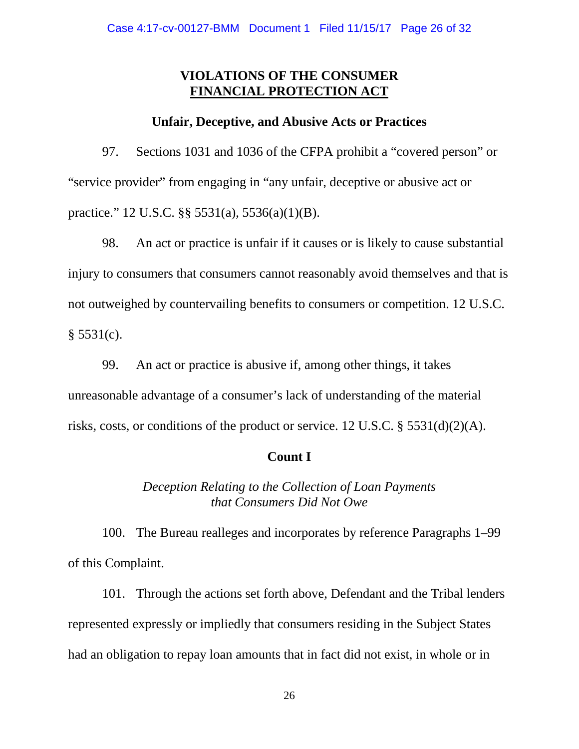## VIOLATIONS OF THE CONSUMER FINANCIAL PROTECTION ACT

### Unfair, Deceptive, and Abusive Acts or Practices

97. Sections 1031 and 1036 of the CFPA prohibit a "covered person" or "service provider" from engaging in "any unfair, deceptive or abusive act or practice." 12 U.S.C. §§ 5531(a), 5536(a)(1)(B).

98. An act or practice is unfair if it causes or is likely to cause substantial injury to consumers that consumers cannot reasonably avoid themselves and that is not outweighed by countervailing benefits to consumers or competition. 12 U.S.C. § 5531(c).

99. An act or practice is abusive if, among other things, it takes unreasonable advantage of a consumer's lack of understanding of the material risks, costs, or conditions of the product or service. 12 U.S.C. § 5531(d)(2)(A).

### Count I

*Deception Relating to the Collection of Loan Payments that Consumers Did Not Owe*

100. The Bureau realleges and incorporates by reference Paragraphs 1–99 of this Complaint.

101. Through the actions set forth above, Defendant and the Tribal lenders represented expressly or impliedly that consumers residing in the Subject States had an obligation to repay loan amounts that in fact did not exist, in whole or in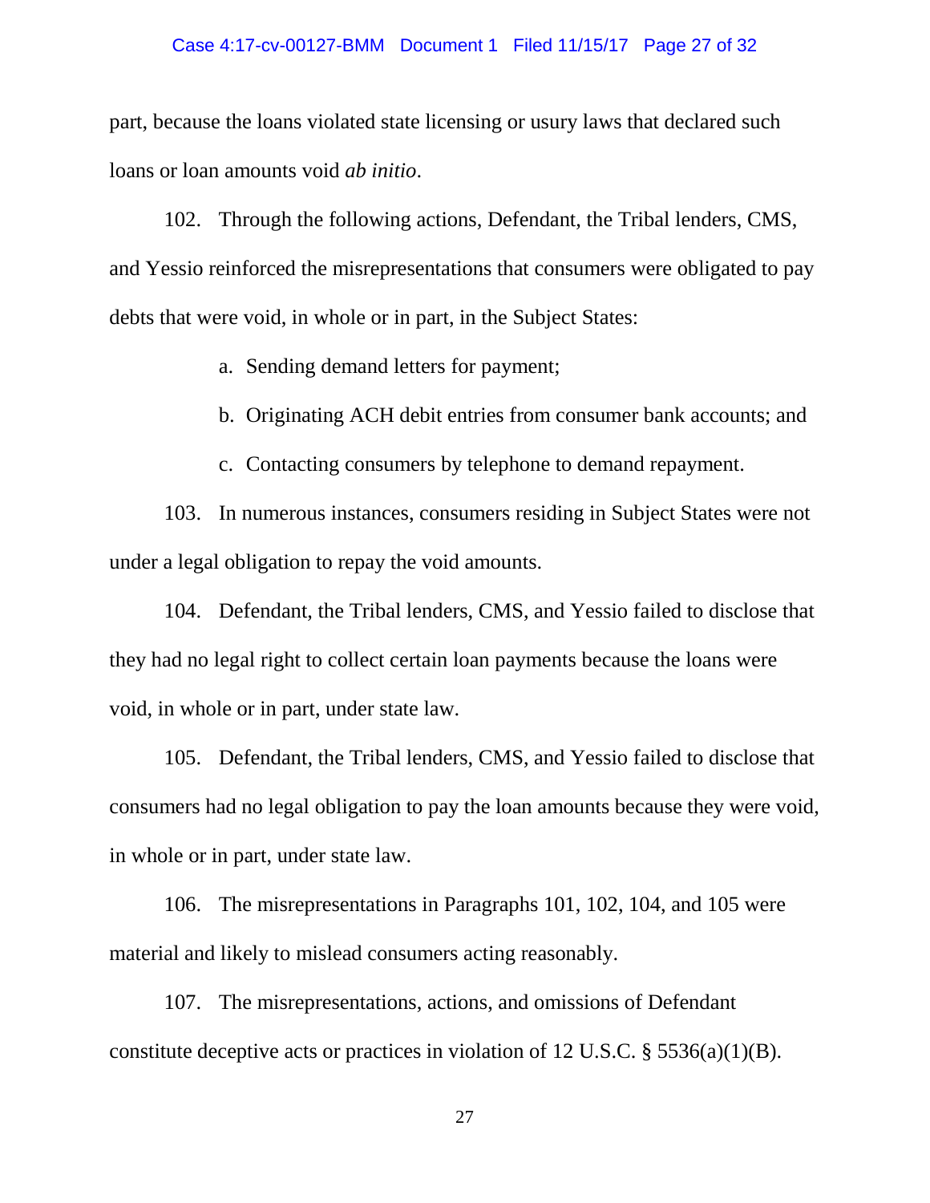part, because the loans violated state licensing or usury laws that declared such loans or loan amounts void *ab initio*.

102. Through the following actions, Defendant, the Tribal lenders, CMS, and Yessio reinforced the misrepresentations that consumers were obligated to pay debts that were void, in whole or in part, in the Subject States:

a. Sending demand letters for payment;

b. Originating ACH debit entries from consumer bank accounts; and

c. Contacting consumers by telephone to demand repayment.

103. In numerous instances, consumers residing in Subject States were not under a legal obligation to repay the void amounts.

104. Defendant, the Tribal lenders, CMS, and Yessio failed to disclose that they had no legal right to collect certain loan payments because the loans were void, in whole or in part, under state law.

105. Defendant, the Tribal lenders, CMS, and Yessio failed to disclose that consumers had no legal obligation to pay the loan amounts because they were void, in whole or in part, under state law.

106. The misrepresentations in Paragraphs 101, 102, 104, and 105 were material and likely to mislead consumers acting reasonably.

107. The misrepresentations, actions, and omissions of Defendant constitute deceptive acts or practices in violation of 12 U.S.C. § 5536(a)(1)(B).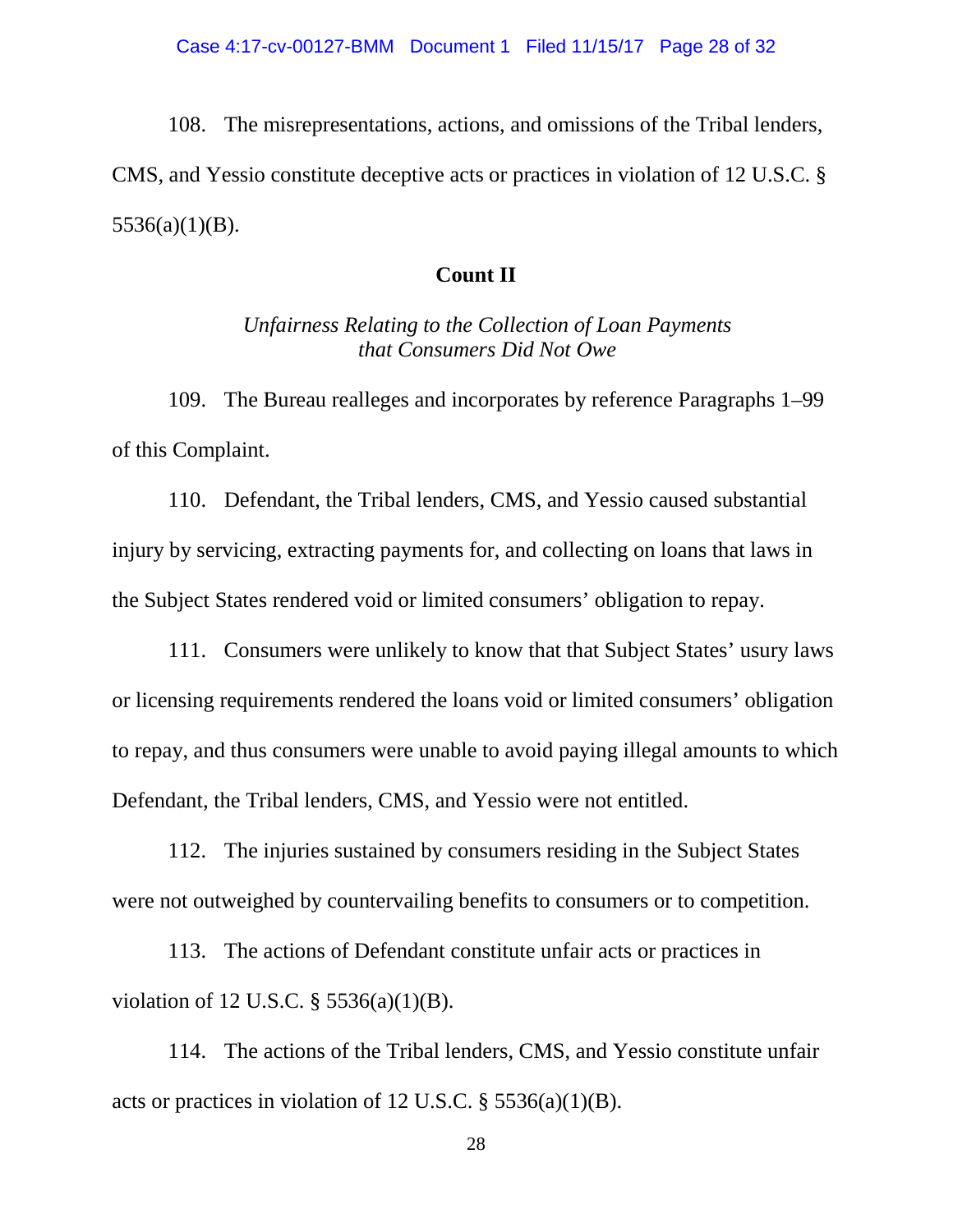108. The misrepresentations, actions, and omissions of the Tribal lenders, CMS, and Yessio constitute deceptive acts or practices in violation of 12 U.S.C. § 5536(a)(1)(B).

**Count II**

*Unfairness Relating to the Collection of Loan Payments that Consumers Did Not Owe*

109. The Bureau realleges and incorporates by reference Paragraphs 1–99 of this Complaint.

110. Defendant, the Tribal lenders, CMS, and Yessio caused substantial injury by servicing, extracting payments for, and collecting on loans that laws in the Subject States rendered void or limited consumers' obligation to repay.

111. Consumers were unlikely to know that that Subject States' usury laws or licensing requirements rendered the loans void or limited consumers' obligation to repay, and thus consumers were unable to avoid paying illegal amounts to which Defendant, the Tribal lenders, CMS, and Yessio were not entitled.

112. The injuries sustained by consumers residing in the Subject States were not outweighed by countervailing benefits to consumers or to competition.

113. The actions of Defendant constitute unfair acts or practices in violation of 12 U.S.C. § 5536(a)(1)(B).

114. The actions of the Tribal lenders, CMS, and Yessio constitute unfair acts or practices in violation of 12 U.S.C. § 5536(a)(1)(B).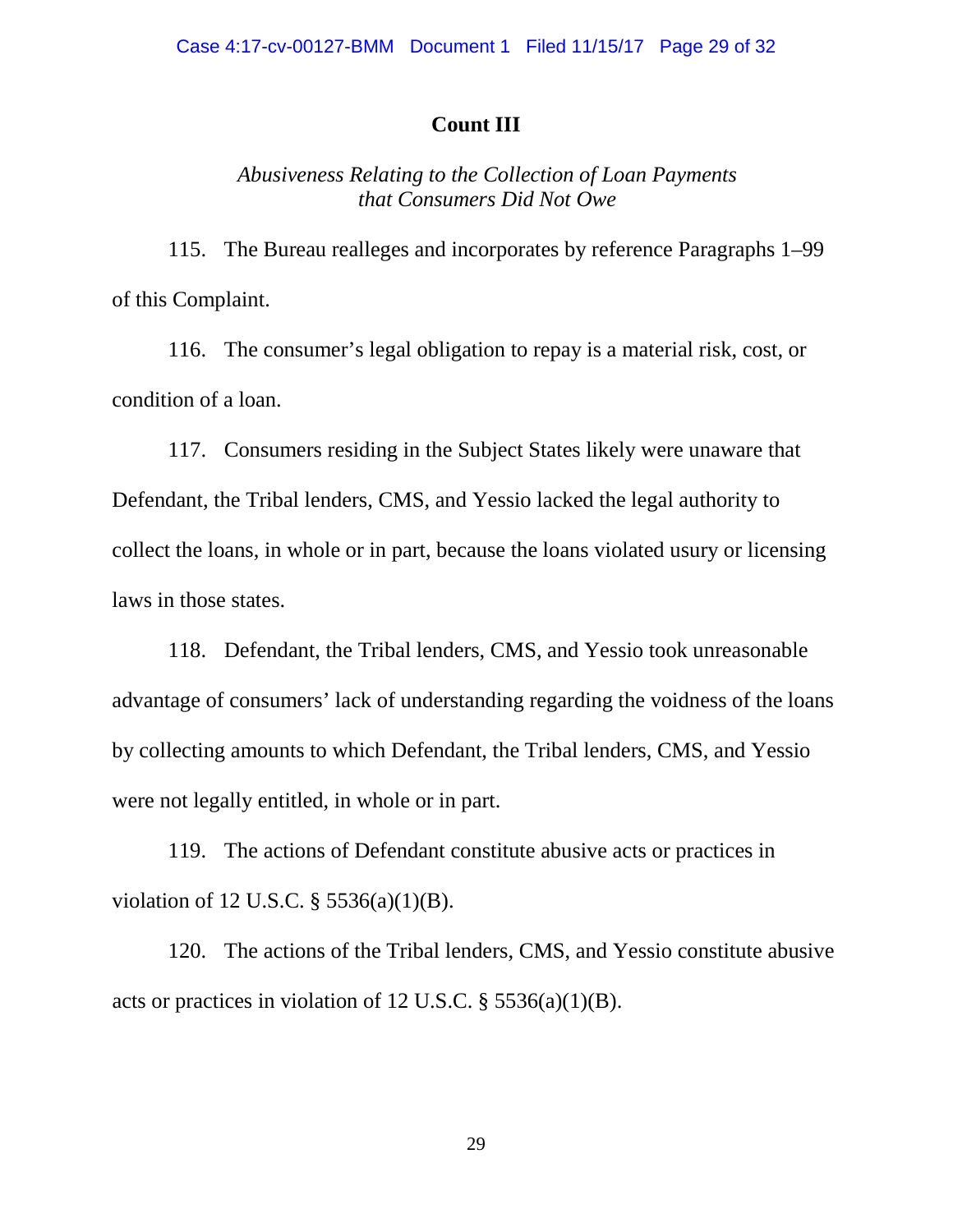## Count III

*Abusiveness Relating to the Collection of Loan Payments that Consumers Did Not Owe*

115. The Bureau realleges and incorporates by reference Paragraphs 1–99 of this Complaint.

116. The consumer's legal obligation to repay is a material risk, cost, or condition of a loan.

117. Consumers residing in the Subject States likely were unaware that Defendant, the Tribal lenders, CMS, and Yessio lacked the legal authority to collect the loans, in whole or in part, because the loans violated usury or licensing laws in those states.

118. Defendant, the Tribal lenders, CMS, and Yessio took unreasonable advantage of consumers' lack of understanding regarding the voidness of the loans by collecting amounts to which Defendant, the Tribal lenders, CMS, and Yessio were not legally entitled, in whole or in part.

119. The actions of Defendant constitute abusive acts or practices in violation of 12 U.S.C. § 5536(a)(1)(B).

120. The actions of the Tribal lenders, CMS, and Yessio constitute abusive acts or practices in violation of 12 U.S.C. § 5536(a)(1)(B).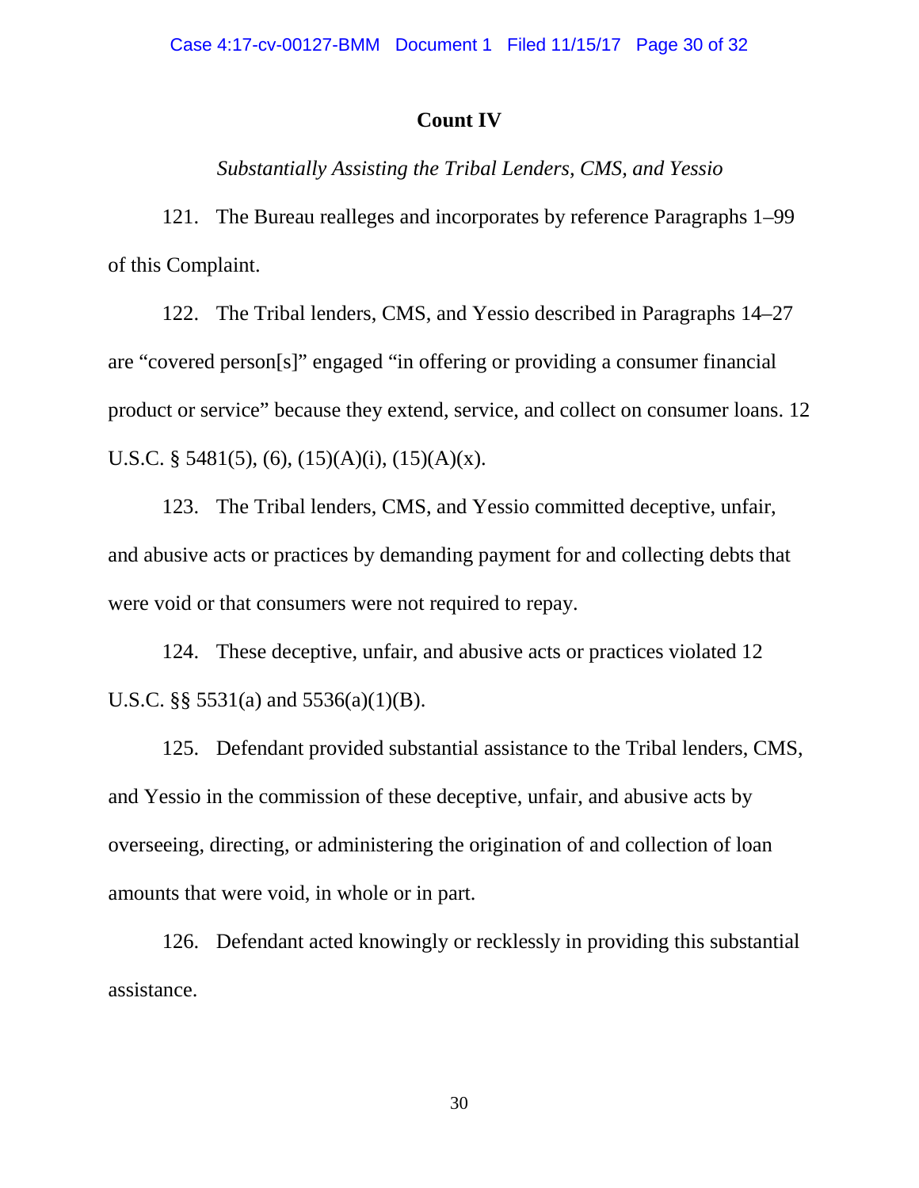## Count IV

*Substantially Assisting the Tribal Lenders, CMS, and Yessio*

121. The Bureau realleges and incorporates by reference Paragraphs 1–99 of this Complaint.

122. The Tribal lenders, CMS, and Yessio described in Paragraphs 14–27 are "covered person[s]" engaged "in offering or providing a consumer financial product or service" because they extend, service, and collect on consumer loans. 12 U.S.C. § 5481(5), (6), (15)(A)(i), (15)(A)(x).

123. The Tribal lenders, CMS, and Yessio committed deceptive, unfair, and abusive acts or practices by demanding payment for and collecting debts that were void or that consumers were not required to repay.

124. These deceptive, unfair, and abusive acts or practices violated 12 U.S.C. §§ 5531(a) and 5536(a)(1)(B).

125. Defendant provided substantial assistance to the Tribal lenders, CMS, and Yessio in the commission of these deceptive, unfair, and abusive acts by overseeing, directing, or administering the origination of and collection of loan amounts that were void, in whole or in part.

126. Defendant acted knowingly or recklessly in providing this substantial assistance.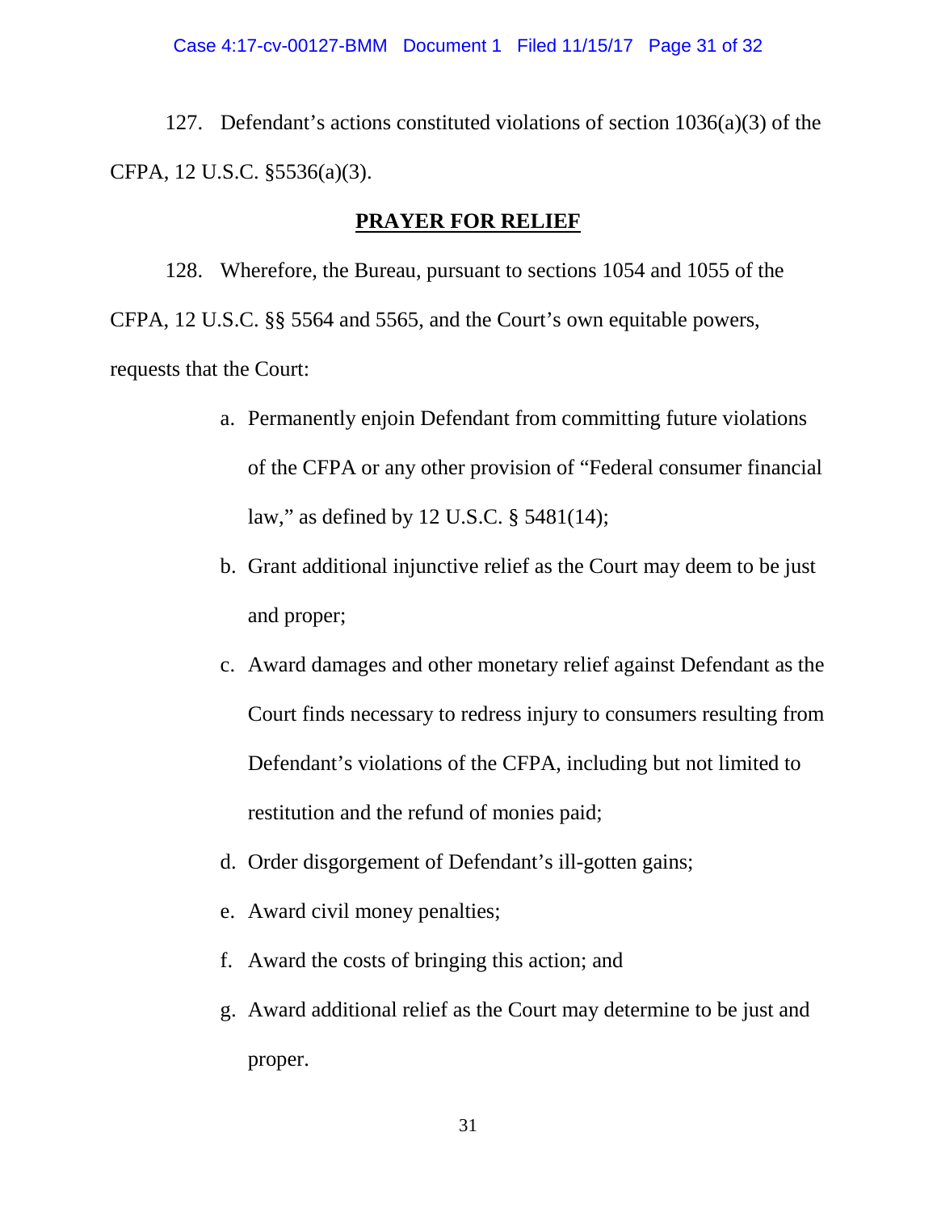127. Defendant's actions constituted violations of section 1036(a)(3) of the CFPA, 12 U.S.C. §5536(a)(3).

## PRAYER FOR RELIEF

128. Wherefore, the Bureau, pursuant to sections 1054 and 1055 of the CFPA, 12 U.S.C. §§ 5564 and 5565, and the Court's own equitable powers, requests that the Court:

a. Permanently enjoin Defendant from committing future violations of the CFPA or any other provision of "Federal consumer financial law," as defined by 12 U.S.C. § 5481(14);

b. Grant additional injunctive relief as the Court may deem to be just and proper;

c. Award damages and other monetary relief against Defendant as the Court finds necessary to redress injury to consumers resulting from Defendant's violations of the CFPA, including but not limited to restitution and the refund of monies paid;

d. Order disgorgement of Defendant's ill-gotten gains;

e. Award civil money penalties;

f. Award the costs of bringing this action; and

g. Award additional relief as the Court may determine to be just and proper.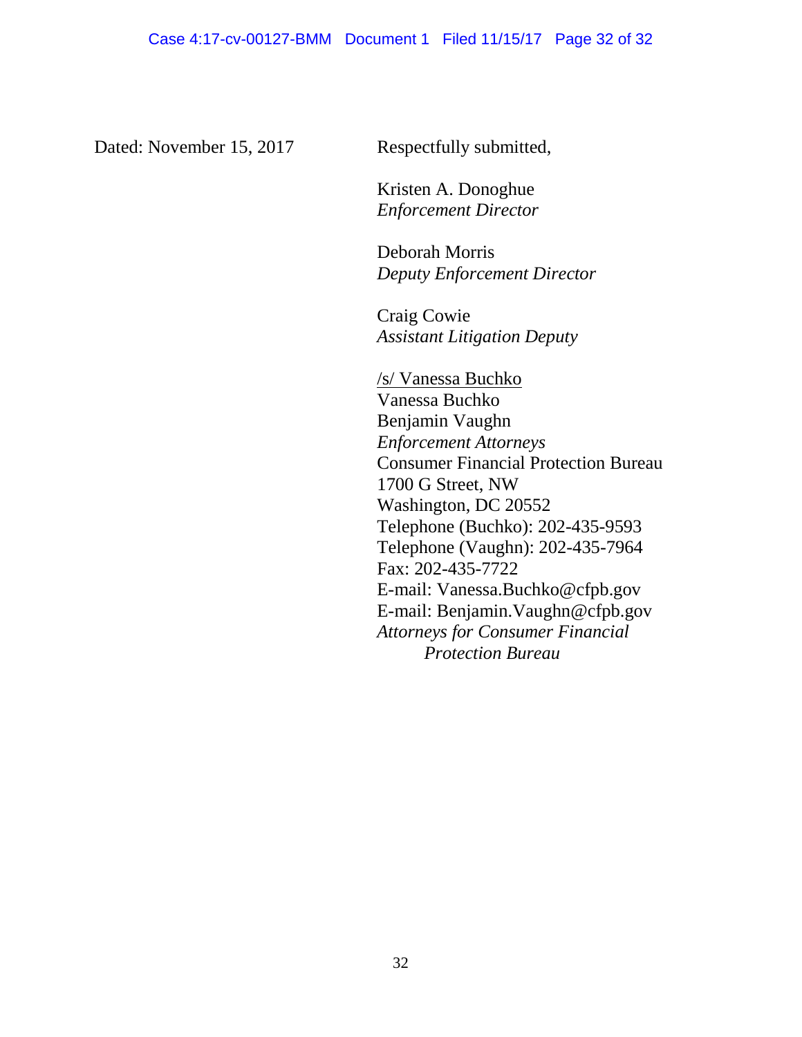Dated: November 15, 2017

Respectfully submitted,

Kristen A. Donoghue
*Enforcement Director*

Deborah Morris
*Deputy Enforcement Director*

Craig Cowie
*Assistant Litigation Deputy*

/s/ Vanessa Buchko
Vanessa Buchko
Benjamin Vaughn
*Enforcement Attorneys*
Consumer Financial Protection Bureau
1700 G Street, NW
Washington, DC 20552
Telephone (Buchko): 202-435-9593
Telephone (Vaughn): 202-435-7964
Fax: 202-435-7722
E-mail: Vanessa.Buchko@cfpb.gov
E-mail: Benjamin.Vaughn@cfpb.gov
*Attorneys for Consumer Financial Protection Bureau*